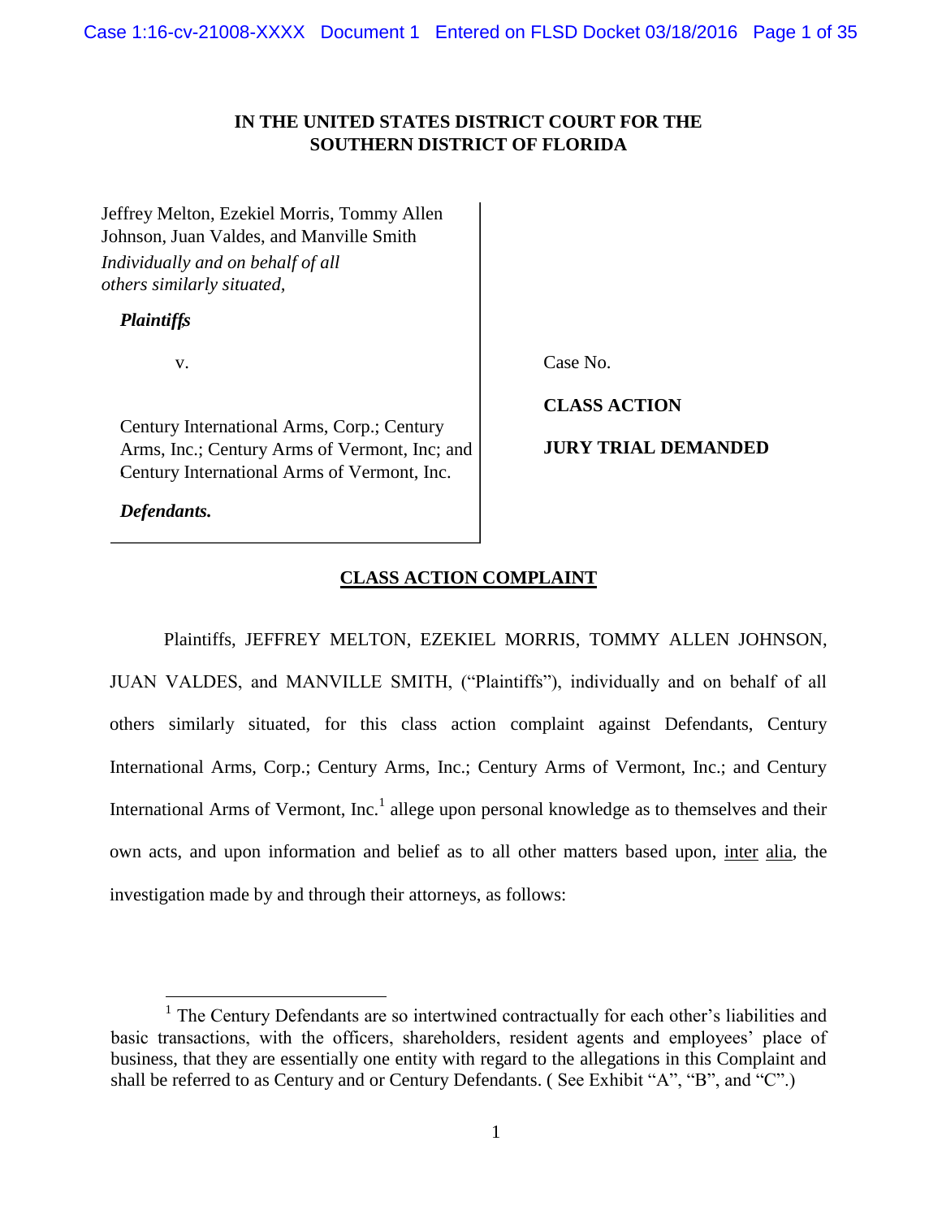**IN THE UNITED STATES DISTRICT COURT FOR THE SOUTHERN DISTRICT OF FLORIDA**

Jeffrey Melton, Ezekiel Morris, Tommy Allen Johnson, Juan Valdes, and Manville Smith
*Individually and on behalf of all others similarly situated,*

***Plaintiffs***

v.

Century International Arms, Corp.; Century Arms, Inc.; Century Arms of Vermont, Inc; and Century International Arms of Vermont, Inc.

***Defendants.***

Case No.

**CLASS ACTION**

**JURY TRIAL DEMANDED**

## CLASS ACTION COMPLAINT

Plaintiffs, JEFFREY MELTON, EZEKIEL MORRIS, TOMMY ALLEN JOHNSON, JUAN VALDES, and MANVILLE SMITH, ("Plaintiffs"), individually and on behalf of all others similarly situated, for this class action complaint against Defendants, Century International Arms, Corp.; Century Arms, Inc.; Century Arms of Vermont, Inc.; and Century International Arms of Vermont, Inc.[1] allege upon personal knowledge as to themselves and their own acts, and upon information and belief as to all other matters based upon, inter alia, the investigation made by and through their attorneys, as follows:

[1] The Century Defendants are so intertwined contractually for each other's liabilities and basic transactions, with the officers, shareholders, resident agents and employees' place of business, that they are essentially one entity with regard to the allegations in this Complaint and shall be referred to as Century and or Century Defendants. ( See Exhibit "A", "B", and "C".)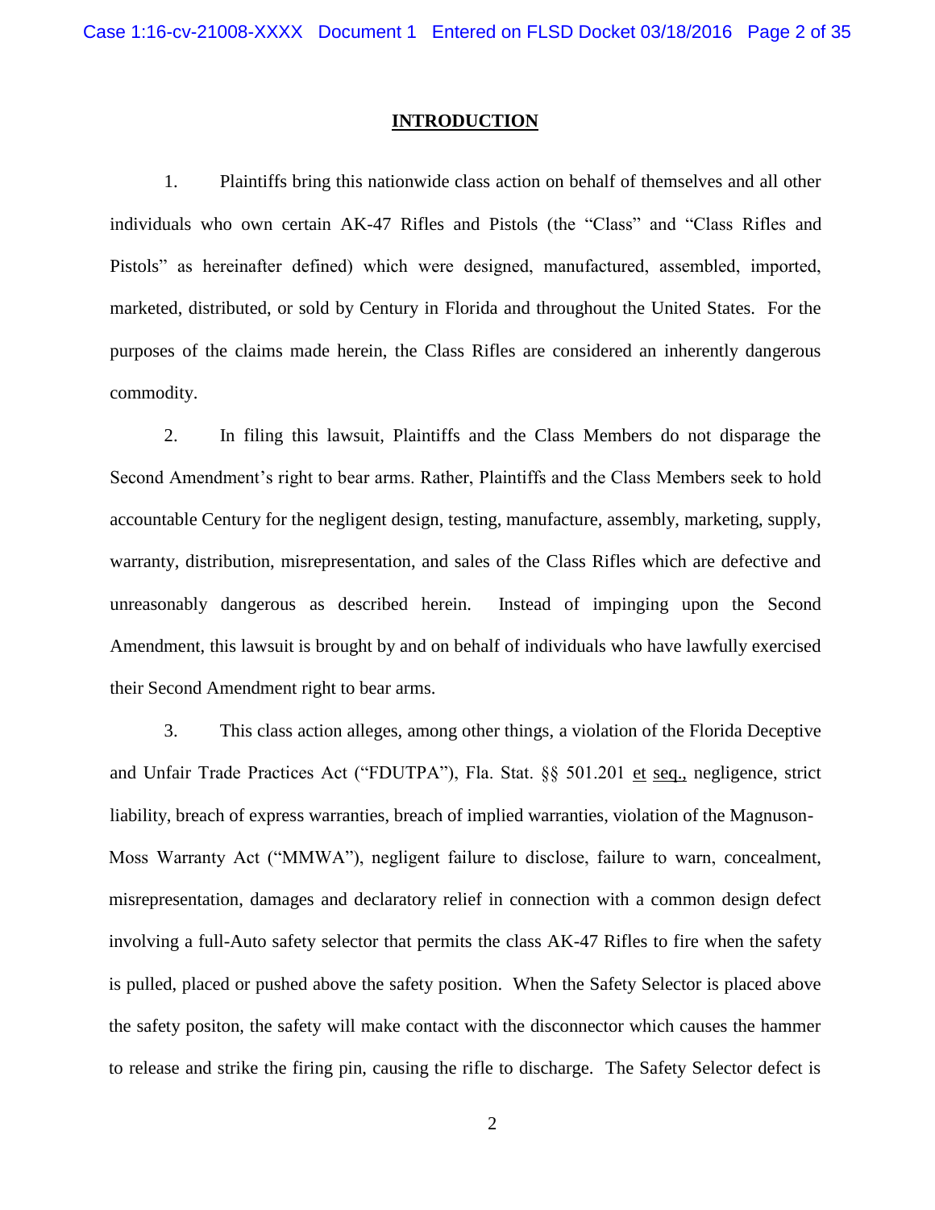## INTRODUCTION

1. Plaintiffs bring this nationwide class action on behalf of themselves and all other individuals who own certain AK-47 Rifles and Pistols (the "Class" and "Class Rifles and Pistols" as hereinafter defined) which were designed, manufactured, assembled, imported, marketed, distributed, or sold by Century in Florida and throughout the United States. For the purposes of the claims made herein, the Class Rifles are considered an inherently dangerous commodity.

2. In filing this lawsuit, Plaintiffs and the Class Members do not disparage the Second Amendment's right to bear arms. Rather, Plaintiffs and the Class Members seek to hold accountable Century for the negligent design, testing, manufacture, assembly, marketing, supply, warranty, distribution, misrepresentation, and sales of the Class Rifles which are defective and unreasonably dangerous as described herein. Instead of impinging upon the Second Amendment, this lawsuit is brought by and on behalf of individuals who have lawfully exercised their Second Amendment right to bear arms.

3. This class action alleges, among other things, a violation of the Florida Deceptive and Unfair Trade Practices Act ("FDUTPA"), Fla. Stat. §§ 501.201 et seq., negligence, strict liability, breach of express warranties, breach of implied warranties, violation of the Magnuson-Moss Warranty Act ("MMWA"), negligent failure to disclose, failure to warn, concealment, misrepresentation, damages and declaratory relief in connection with a common design defect involving a full-Auto safety selector that permits the class AK-47 Rifles to fire when the safety is pulled, placed or pushed above the safety position. When the Safety Selector is placed above the safety positon, the safety will make contact with the disconnector which causes the hammer to release and strike the firing pin, causing the rifle to discharge. The Safety Selector defect is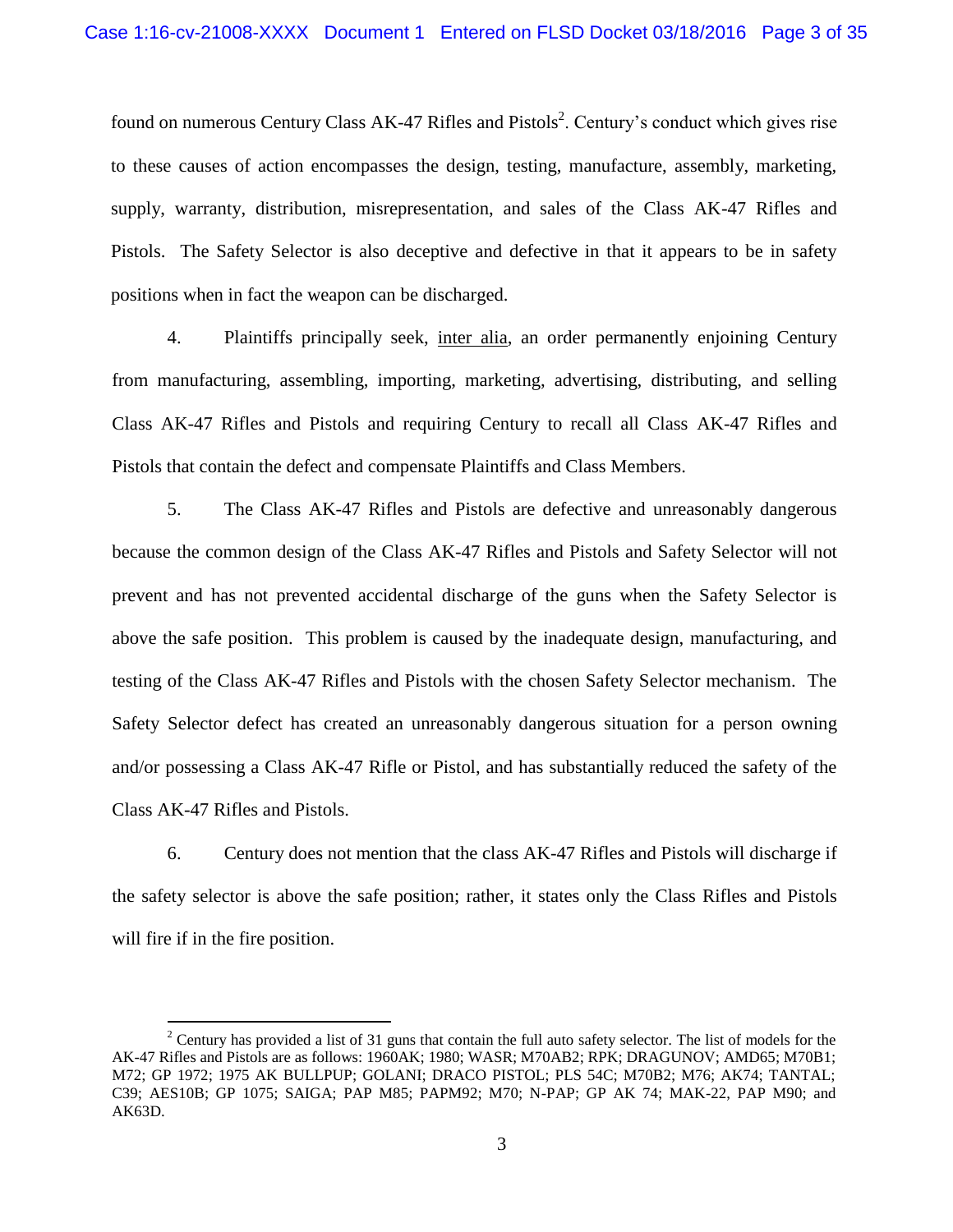found on numerous Century Class AK-47 Rifles and Pistols[2]. Century's conduct which gives rise to these causes of action encompasses the design, testing, manufacture, assembly, marketing, supply, warranty, distribution, misrepresentation, and sales of the Class AK-47 Rifles and Pistols. The Safety Selector is also deceptive and defective in that it appears to be in safety positions when in fact the weapon can be discharged.

4. Plaintiffs principally seek, inter alia, an order permanently enjoining Century from manufacturing, assembling, importing, marketing, advertising, distributing, and selling Class AK-47 Rifles and Pistols and requiring Century to recall all Class AK-47 Rifles and Pistols that contain the defect and compensate Plaintiffs and Class Members.

5. The Class AK-47 Rifles and Pistols are defective and unreasonably dangerous because the common design of the Class AK-47 Rifles and Pistols and Safety Selector will not prevent and has not prevented accidental discharge of the guns when the Safety Selector is above the safe position. This problem is caused by the inadequate design, manufacturing, and testing of the Class AK-47 Rifles and Pistols with the chosen Safety Selector mechanism. The Safety Selector defect has created an unreasonably dangerous situation for a person owning and/or possessing a Class AK-47 Rifle or Pistol, and has substantially reduced the safety of the Class AK-47 Rifles and Pistols.

6. Century does not mention that the class AK-47 Rifles and Pistols will discharge if the safety selector is above the safe position; rather, it states only the Class Rifles and Pistols will fire if in the fire position.

---

[2] Century has provided a list of 31 guns that contain the full auto safety selector. The list of models for the AK-47 Rifles and Pistols are as follows: 1960AK; 1980; WASR; M70AB2; RPK; DRAGUNOV; AMD65; M70B1; M72; GP 1972; 1975 AK BULLPUP; GOLANI; DRACO PISTOL; PLS 54C; M70B2; M76; AK74; TANTAL; C39; AES10B; GP 1075; SAIGA; PAP M85; PAPM92; M70; N-PAP; GP AK 74; MAK-22, PAP M90; and AK63D.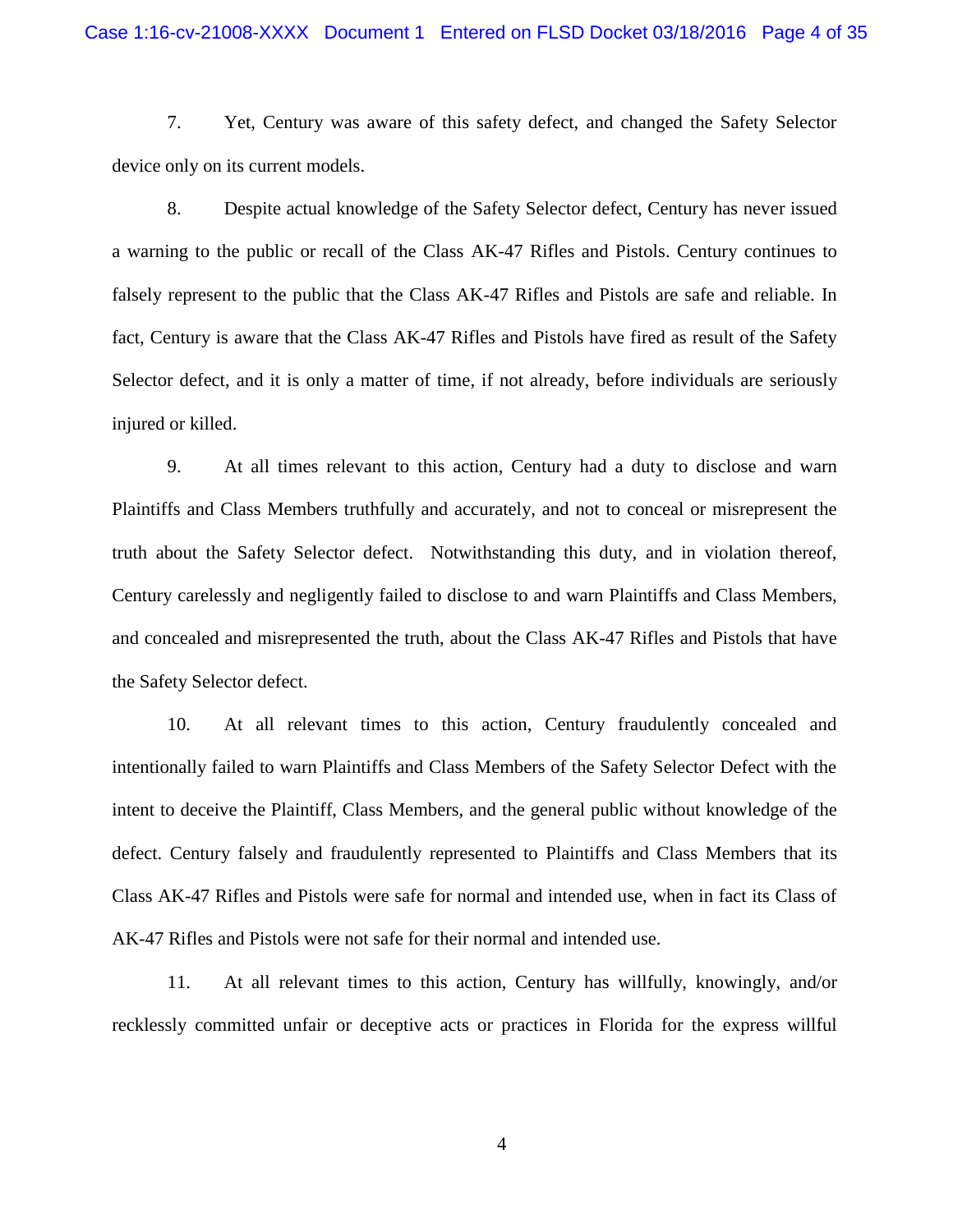7. Yet, Century was aware of this safety defect, and changed the Safety Selector device only on its current models.

8. Despite actual knowledge of the Safety Selector defect, Century has never issued a warning to the public or recall of the Class AK-47 Rifles and Pistols. Century continues to falsely represent to the public that the Class AK-47 Rifles and Pistols are safe and reliable. In fact, Century is aware that the Class AK-47 Rifles and Pistols have fired as result of the Safety Selector defect, and it is only a matter of time, if not already, before individuals are seriously injured or killed.

9. At all times relevant to this action, Century had a duty to disclose and warn Plaintiffs and Class Members truthfully and accurately, and not to conceal or misrepresent the truth about the Safety Selector defect. Notwithstanding this duty, and in violation thereof, Century carelessly and negligently failed to disclose to and warn Plaintiffs and Class Members, and concealed and misrepresented the truth, about the Class AK-47 Rifles and Pistols that have the Safety Selector defect.

10. At all relevant times to this action, Century fraudulently concealed and intentionally failed to warn Plaintiffs and Class Members of the Safety Selector Defect with the intent to deceive the Plaintiff, Class Members, and the general public without knowledge of the defect. Century falsely and fraudulently represented to Plaintiffs and Class Members that its Class AK-47 Rifles and Pistols were safe for normal and intended use, when in fact its Class of AK-47 Rifles and Pistols were not safe for their normal and intended use.

11. At all relevant times to this action, Century has willfully, knowingly, and/or recklessly committed unfair or deceptive acts or practices in Florida for the express willful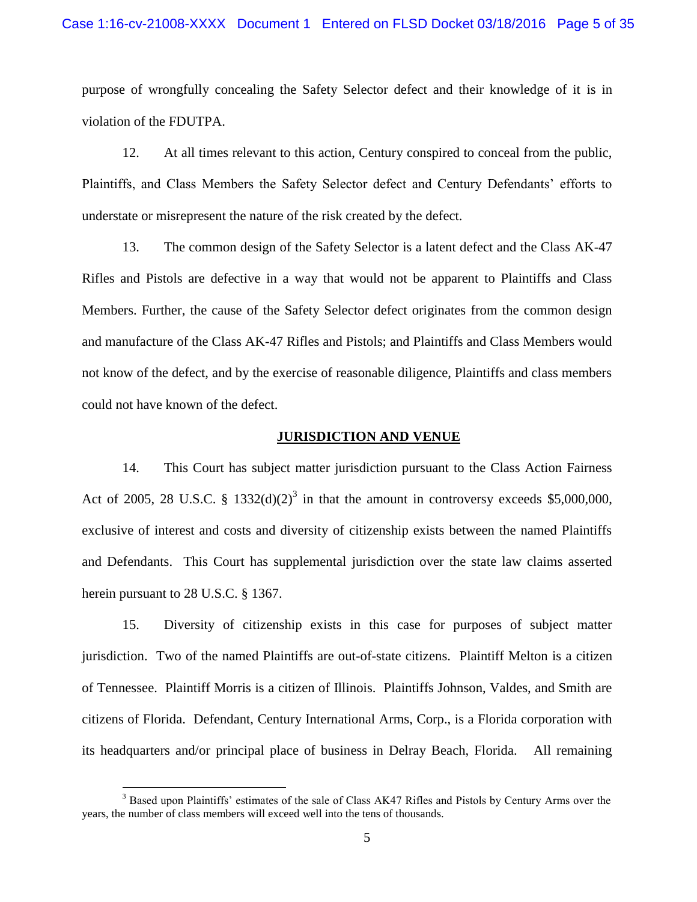purpose of wrongfully concealing the Safety Selector defect and their knowledge of it is in violation of the FDUTPA.

12. At all times relevant to this action, Century conspired to conceal from the public, Plaintiffs, and Class Members the Safety Selector defect and Century Defendants' efforts to understate or misrepresent the nature of the risk created by the defect.

13. The common design of the Safety Selector is a latent defect and the Class AK-47 Rifles and Pistols are defective in a way that would not be apparent to Plaintiffs and Class Members. Further, the cause of the Safety Selector defect originates from the common design and manufacture of the Class AK-47 Rifles and Pistols; and Plaintiffs and Class Members would not know of the defect, and by the exercise of reasonable diligence, Plaintiffs and class members could not have known of the defect.

## JURISDICTION AND VENUE

14. This Court has subject matter jurisdiction pursuant to the Class Action Fairness Act of 2005, 28 U.S.C. § 1332(d)(2)[3] in that the amount in controversy exceeds $5,000,000, exclusive of interest and costs and diversity of citizenship exists between the named Plaintiffs and Defendants. This Court has supplemental jurisdiction over the state law claims asserted herein pursuant to 28 U.S.C. § 1367.

15. Diversity of citizenship exists in this case for purposes of subject matter jurisdiction. Two of the named Plaintiffs are out-of-state citizens. Plaintiff Melton is a citizen of Tennessee. Plaintiff Morris is a citizen of Illinois. Plaintiffs Johnson, Valdes, and Smith are citizens of Florida. Defendant, Century International Arms, Corp., is a Florida corporation with its headquarters and/or principal place of business in Delray Beach, Florida. All remaining

[3] Based upon Plaintiffs' estimates of the sale of Class AK47 Rifles and Pistols by Century Arms over the years, the number of class members will exceed well into the tens of thousands.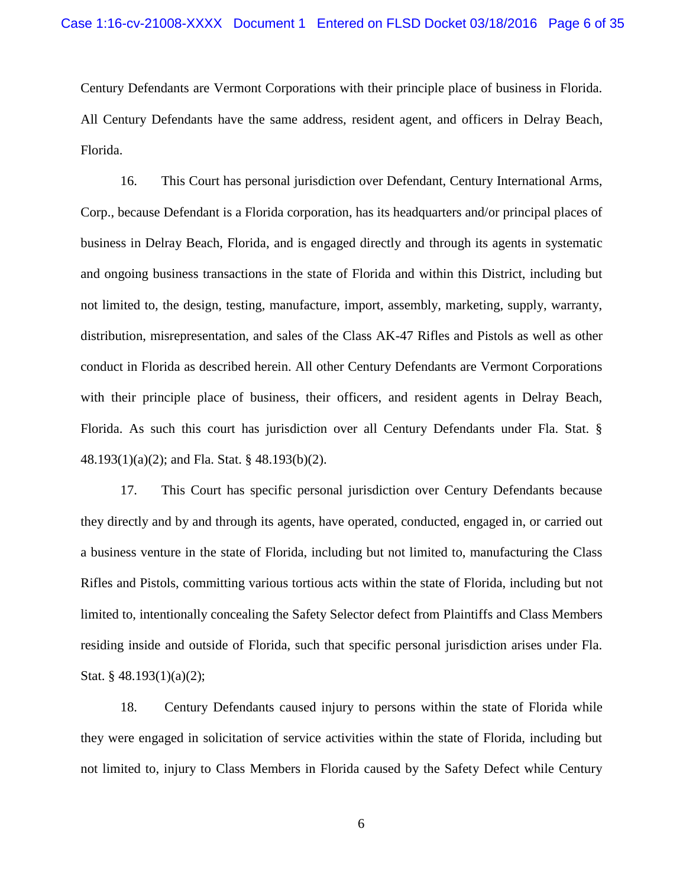Century Defendants are Vermont Corporations with their principle place of business in Florida. All Century Defendants have the same address, resident agent, and officers in Delray Beach, Florida.

16. This Court has personal jurisdiction over Defendant, Century International Arms, Corp., because Defendant is a Florida corporation, has its headquarters and/or principal places of business in Delray Beach, Florida, and is engaged directly and through its agents in systematic and ongoing business transactions in the state of Florida and within this District, including but not limited to, the design, testing, manufacture, import, assembly, marketing, supply, warranty, distribution, misrepresentation, and sales of the Class AK-47 Rifles and Pistols as well as other conduct in Florida as described herein. All other Century Defendants are Vermont Corporations with their principle place of business, their officers, and resident agents in Delray Beach, Florida. As such this court has jurisdiction over all Century Defendants under Fla. Stat. § 48.193(1)(a)(2); and Fla. Stat. § 48.193(b)(2).

17. This Court has specific personal jurisdiction over Century Defendants because they directly and by and through its agents, have operated, conducted, engaged in, or carried out a business venture in the state of Florida, including but not limited to, manufacturing the Class Rifles and Pistols, committing various tortious acts within the state of Florida, including but not limited to, intentionally concealing the Safety Selector defect from Plaintiffs and Class Members residing inside and outside of Florida, such that specific personal jurisdiction arises under Fla. Stat. § 48.193(1)(a)(2);

18. Century Defendants caused injury to persons within the state of Florida while they were engaged in solicitation of service activities within the state of Florida, including but not limited to, injury to Class Members in Florida caused by the Safety Defect while Century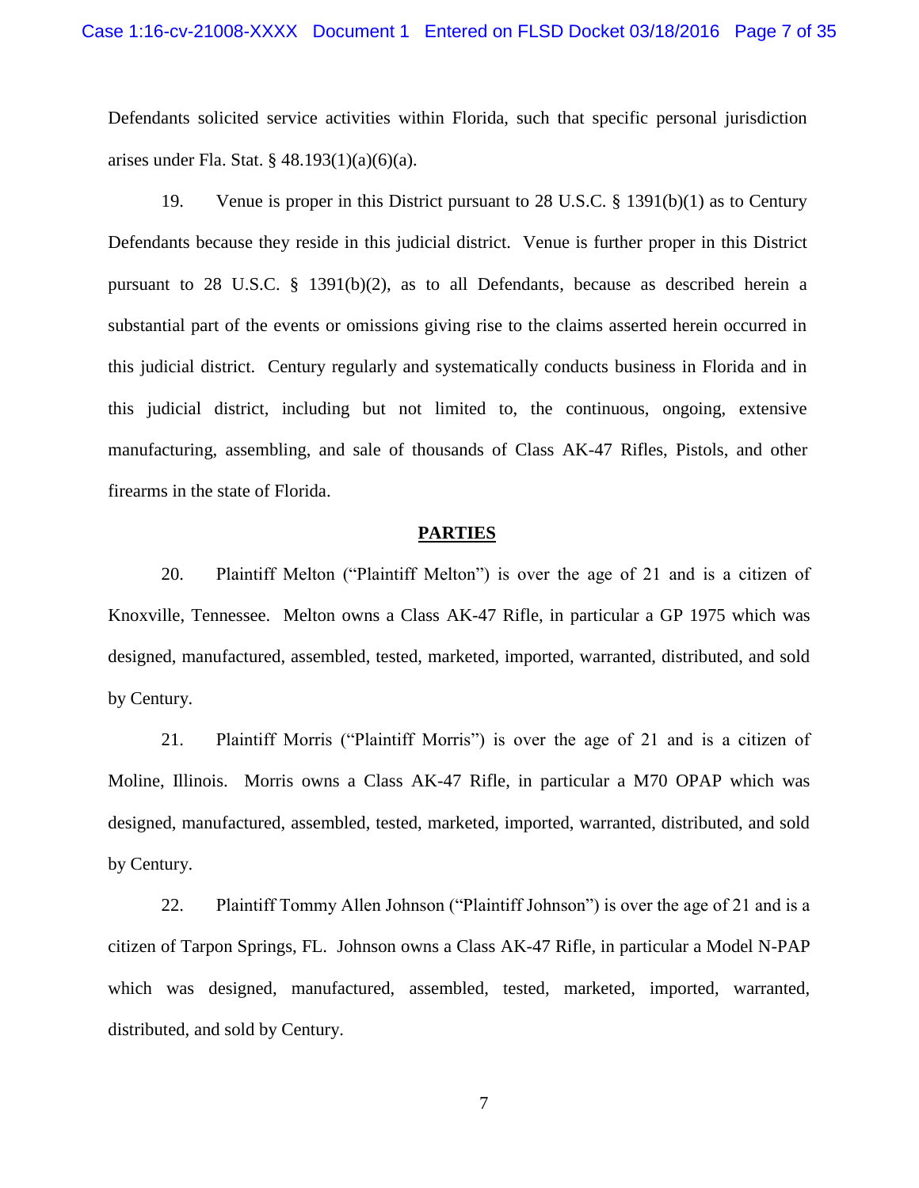Defendants solicited service activities within Florida, such that specific personal jurisdiction arises under Fla. Stat. § 48.193(1)(a)(6)(a).

19. Venue is proper in this District pursuant to 28 U.S.C. § 1391(b)(1) as to Century Defendants because they reside in this judicial district. Venue is further proper in this District pursuant to 28 U.S.C. § 1391(b)(2), as to all Defendants, because as described herein a substantial part of the events or omissions giving rise to the claims asserted herein occurred in this judicial district. Century regularly and systematically conducts business in Florida and in this judicial district, including but not limited to, the continuous, ongoing, extensive manufacturing, assembling, and sale of thousands of Class AK-47 Rifles, Pistols, and other firearms in the state of Florida.

## PARTIES

20. Plaintiff Melton ("Plaintiff Melton") is over the age of 21 and is a citizen of Knoxville, Tennessee. Melton owns a Class AK-47 Rifle, in particular a GP 1975 which was designed, manufactured, assembled, tested, marketed, imported, warranted, distributed, and sold by Century.

21. Plaintiff Morris ("Plaintiff Morris") is over the age of 21 and is a citizen of Moline, Illinois. Morris owns a Class AK-47 Rifle, in particular a M70 OPAP which was designed, manufactured, assembled, tested, marketed, imported, warranted, distributed, and sold by Century.

22. Plaintiff Tommy Allen Johnson ("Plaintiff Johnson") is over the age of 21 and is a citizen of Tarpon Springs, FL. Johnson owns a Class AK-47 Rifle, in particular a Model N-PAP which was designed, manufactured, assembled, tested, marketed, imported, warranted, distributed, and sold by Century.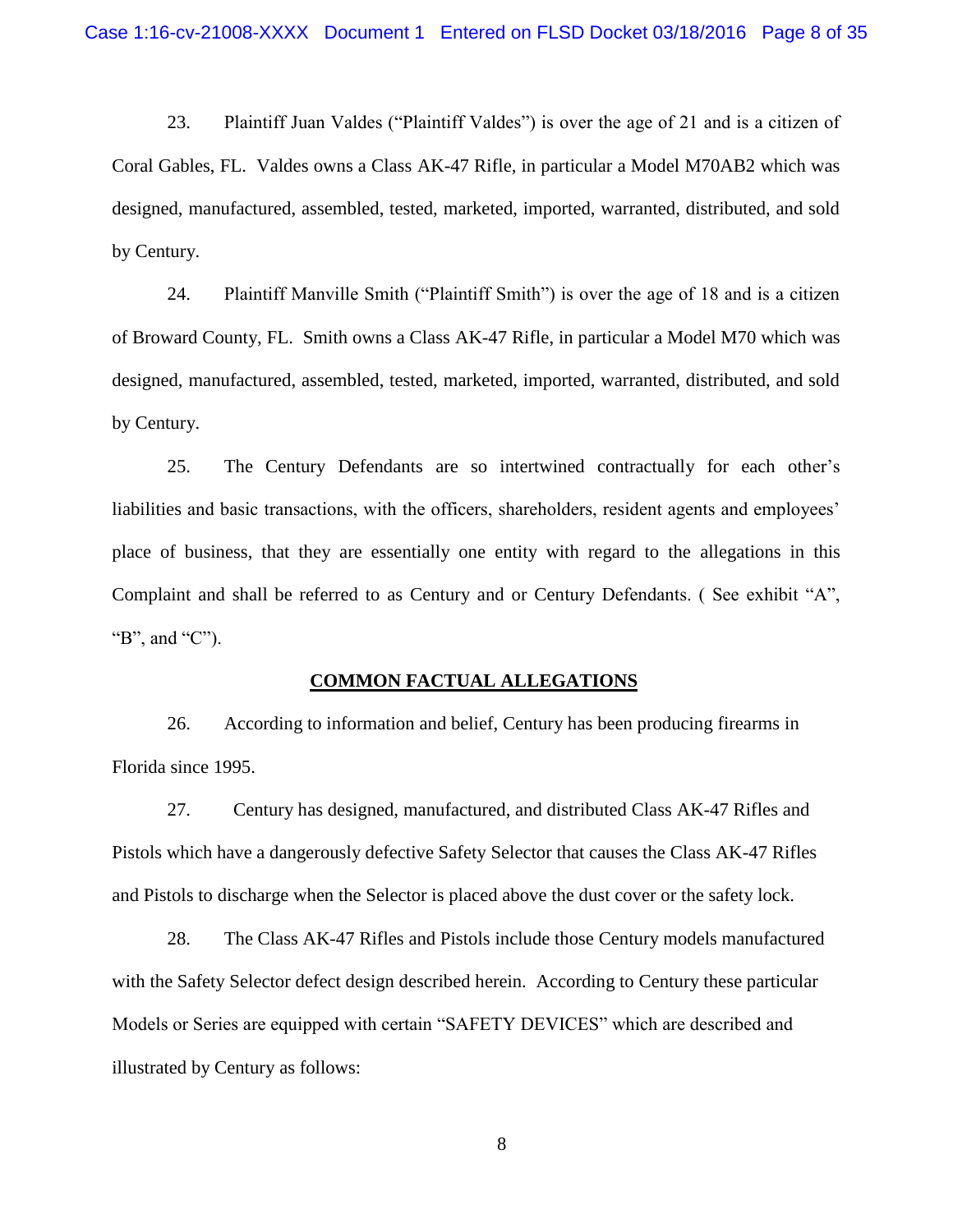23. Plaintiff Juan Valdes ("Plaintiff Valdes") is over the age of 21 and is a citizen of Coral Gables, FL. Valdes owns a Class AK-47 Rifle, in particular a Model M70AB2 which was designed, manufactured, assembled, tested, marketed, imported, warranted, distributed, and sold by Century.

24. Plaintiff Manville Smith ("Plaintiff Smith") is over the age of 18 and is a citizen of Broward County, FL. Smith owns a Class AK-47 Rifle, in particular a Model M70 which was designed, manufactured, assembled, tested, marketed, imported, warranted, distributed, and sold by Century.

25. The Century Defendants are so intertwined contractually for each other's liabilities and basic transactions, with the officers, shareholders, resident agents and employees' place of business, that they are essentially one entity with regard to the allegations in this Complaint and shall be referred to as Century and or Century Defendants. ( See exhibit "A", "B", and "C").

## COMMON FACTUAL ALLEGATIONS

26. According to information and belief, Century has been producing firearms in Florida since 1995.

27. Century has designed, manufactured, and distributed Class AK-47 Rifles and Pistols which have a dangerously defective Safety Selector that causes the Class AK-47 Rifles and Pistols to discharge when the Selector is placed above the dust cover or the safety lock.

28. The Class AK-47 Rifles and Pistols include those Century models manufactured with the Safety Selector defect design described herein. According to Century these particular Models or Series are equipped with certain "SAFETY DEVICES" which are described and illustrated by Century as follows: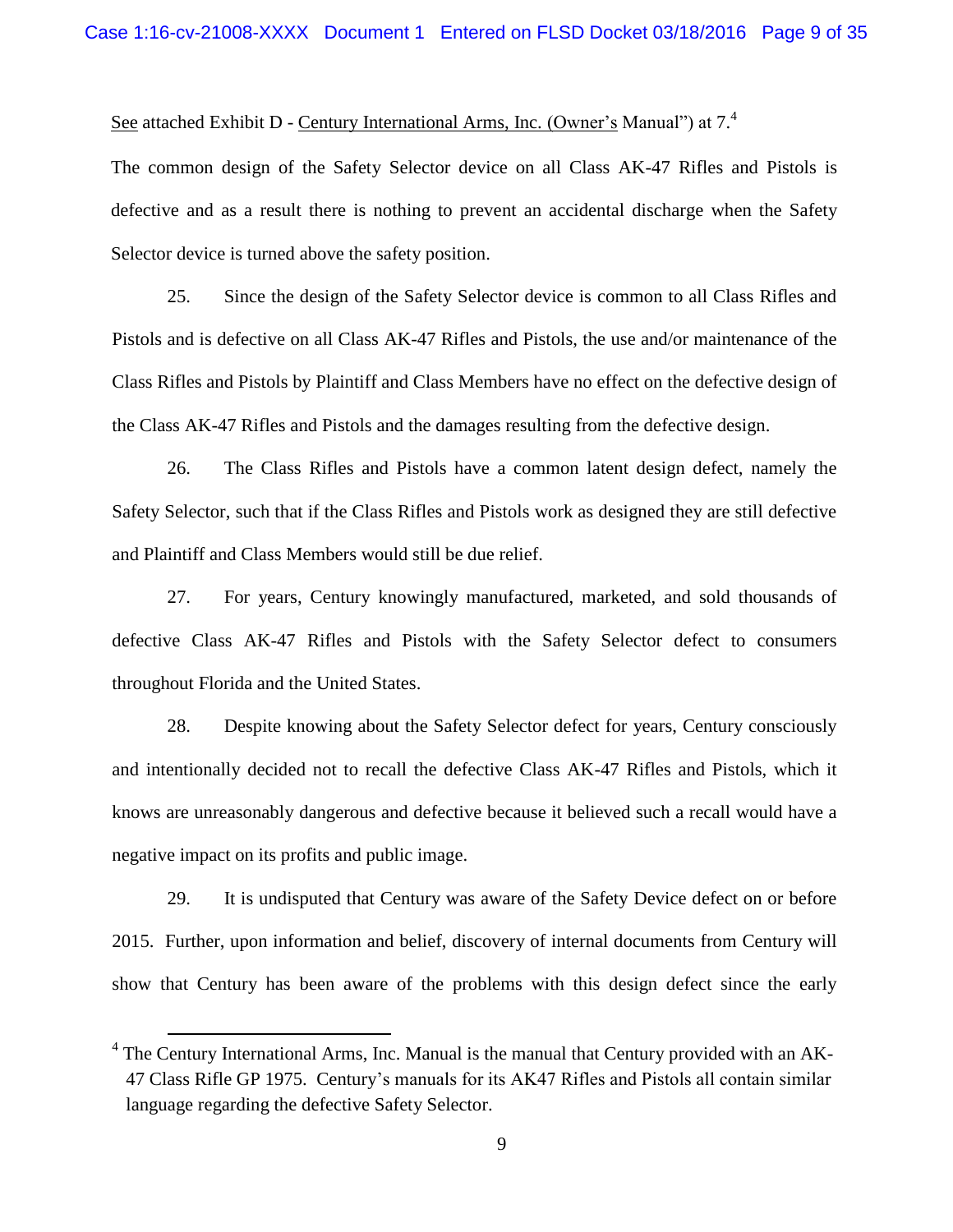See attached Exhibit D - Century International Arms, Inc. (Owner's Manual") at 7.[4]

The common design of the Safety Selector device on all Class AK-47 Rifles and Pistols is defective and as a result there is nothing to prevent an accidental discharge when the Safety Selector device is turned above the safety position.

25. Since the design of the Safety Selector device is common to all Class Rifles and Pistols and is defective on all Class AK-47 Rifles and Pistols, the use and/or maintenance of the Class Rifles and Pistols by Plaintiff and Class Members have no effect on the defective design of the Class AK-47 Rifles and Pistols and the damages resulting from the defective design.

26. The Class Rifles and Pistols have a common latent design defect, namely the Safety Selector, such that if the Class Rifles and Pistols work as designed they are still defective and Plaintiff and Class Members would still be due relief.

27. For years, Century knowingly manufactured, marketed, and sold thousands of defective Class AK-47 Rifles and Pistols with the Safety Selector defect to consumers throughout Florida and the United States.

28. Despite knowing about the Safety Selector defect for years, Century consciously and intentionally decided not to recall the defective Class AK-47 Rifles and Pistols, which it knows are unreasonably dangerous and defective because it believed such a recall would have a negative impact on its profits and public image.

29. It is undisputed that Century was aware of the Safety Device defect on or before 2015. Further, upon information and belief, discovery of internal documents from Century will show that Century has been aware of the problems with this design defect since the early

[4] The Century International Arms, Inc. Manual is the manual that Century provided with an AK-47 Class Rifle GP 1975. Century's manuals for its AK47 Rifles and Pistols all contain similar language regarding the defective Safety Selector.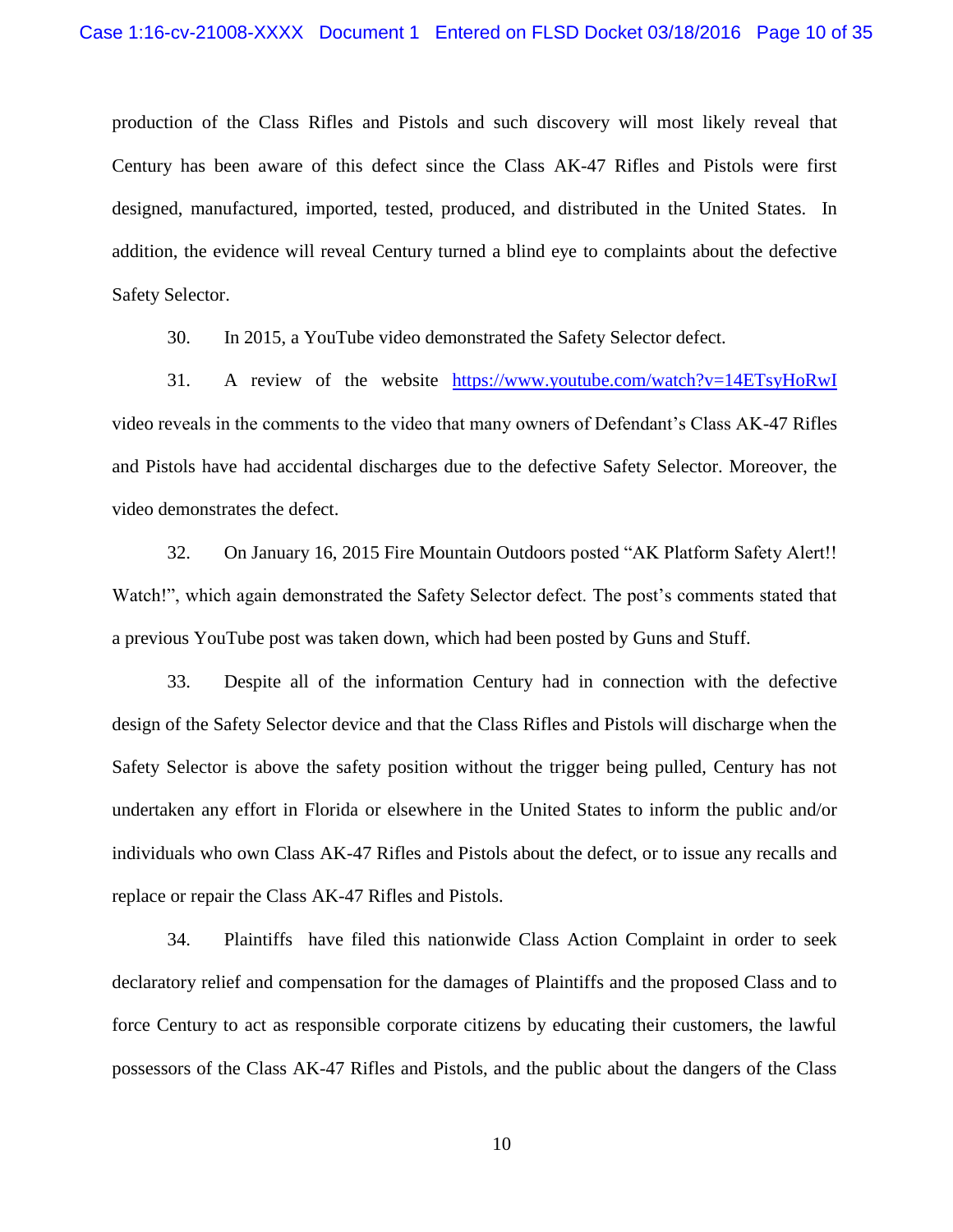production of the Class Rifles and Pistols and such discovery will most likely reveal that Century has been aware of this defect since the Class AK-47 Rifles and Pistols were first designed, manufactured, imported, tested, produced, and distributed in the United States. In addition, the evidence will reveal Century turned a blind eye to complaints about the defective Safety Selector.

30. In 2015, a YouTube video demonstrated the Safety Selector defect.

31. A review of the website https://www.youtube.com/watch?v=14ETsyHoRwI video reveals in the comments to the video that many owners of Defendant's Class AK-47 Rifles and Pistols have had accidental discharges due to the defective Safety Selector. Moreover, the video demonstrates the defect.

32. On January 16, 2015 Fire Mountain Outdoors posted "AK Platform Safety Alert!! Watch!", which again demonstrated the Safety Selector defect. The post's comments stated that a previous YouTube post was taken down, which had been posted by Guns and Stuff.

33. Despite all of the information Century had in connection with the defective design of the Safety Selector device and that the Class Rifles and Pistols will discharge when the Safety Selector is above the safety position without the trigger being pulled, Century has not undertaken any effort in Florida or elsewhere in the United States to inform the public and/or individuals who own Class AK-47 Rifles and Pistols about the defect, or to issue any recalls and replace or repair the Class AK-47 Rifles and Pistols.

34. Plaintiffs have filed this nationwide Class Action Complaint in order to seek declaratory relief and compensation for the damages of Plaintiffs and the proposed Class and to force Century to act as responsible corporate citizens by educating their customers, the lawful possessors of the Class AK-47 Rifles and Pistols, and the public about the dangers of the Class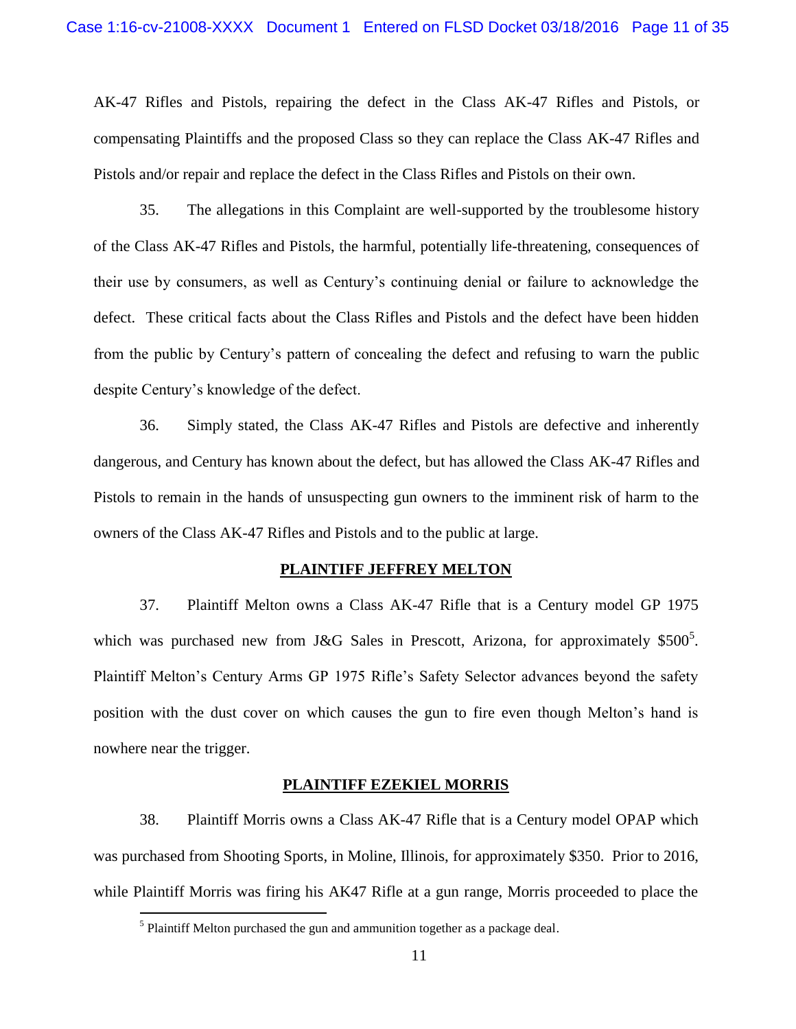AK-47 Rifles and Pistols, repairing the defect in the Class AK-47 Rifles and Pistols, or compensating Plaintiffs and the proposed Class so they can replace the Class AK-47 Rifles and Pistols and/or repair and replace the defect in the Class Rifles and Pistols on their own.

35. The allegations in this Complaint are well-supported by the troublesome history of the Class AK-47 Rifles and Pistols, the harmful, potentially life-threatening, consequences of their use by consumers, as well as Century's continuing denial or failure to acknowledge the defect. These critical facts about the Class Rifles and Pistols and the defect have been hidden from the public by Century's pattern of concealing the defect and refusing to warn the public despite Century's knowledge of the defect.

36. Simply stated, the Class AK-47 Rifles and Pistols are defective and inherently dangerous, and Century has known about the defect, but has allowed the Class AK-47 Rifles and Pistols to remain in the hands of unsuspecting gun owners to the imminent risk of harm to the owners of the Class AK-47 Rifles and Pistols and to the public at large.

**PLAINTIFF JEFFREY MELTON**

37. Plaintiff Melton owns a Class AK-47 Rifle that is a Century model GP 1975 which was purchased new from J&G Sales in Prescott, Arizona, for approximately $500[5]. Plaintiff Melton's Century Arms GP 1975 Rifle's Safety Selector advances beyond the safety position with the dust cover on which causes the gun to fire even though Melton's hand is nowhere near the trigger.

**PLAINTIFF EZEKIEL MORRIS**

38. Plaintiff Morris owns a Class AK-47 Rifle that is a Century model OPAP which was purchased from Shooting Sports, in Moline, Illinois, for approximately $350. Prior to 2016, while Plaintiff Morris was firing his AK47 Rifle at a gun range, Morris proceeded to place the

[5] Plaintiff Melton purchased the gun and ammunition together as a package deal.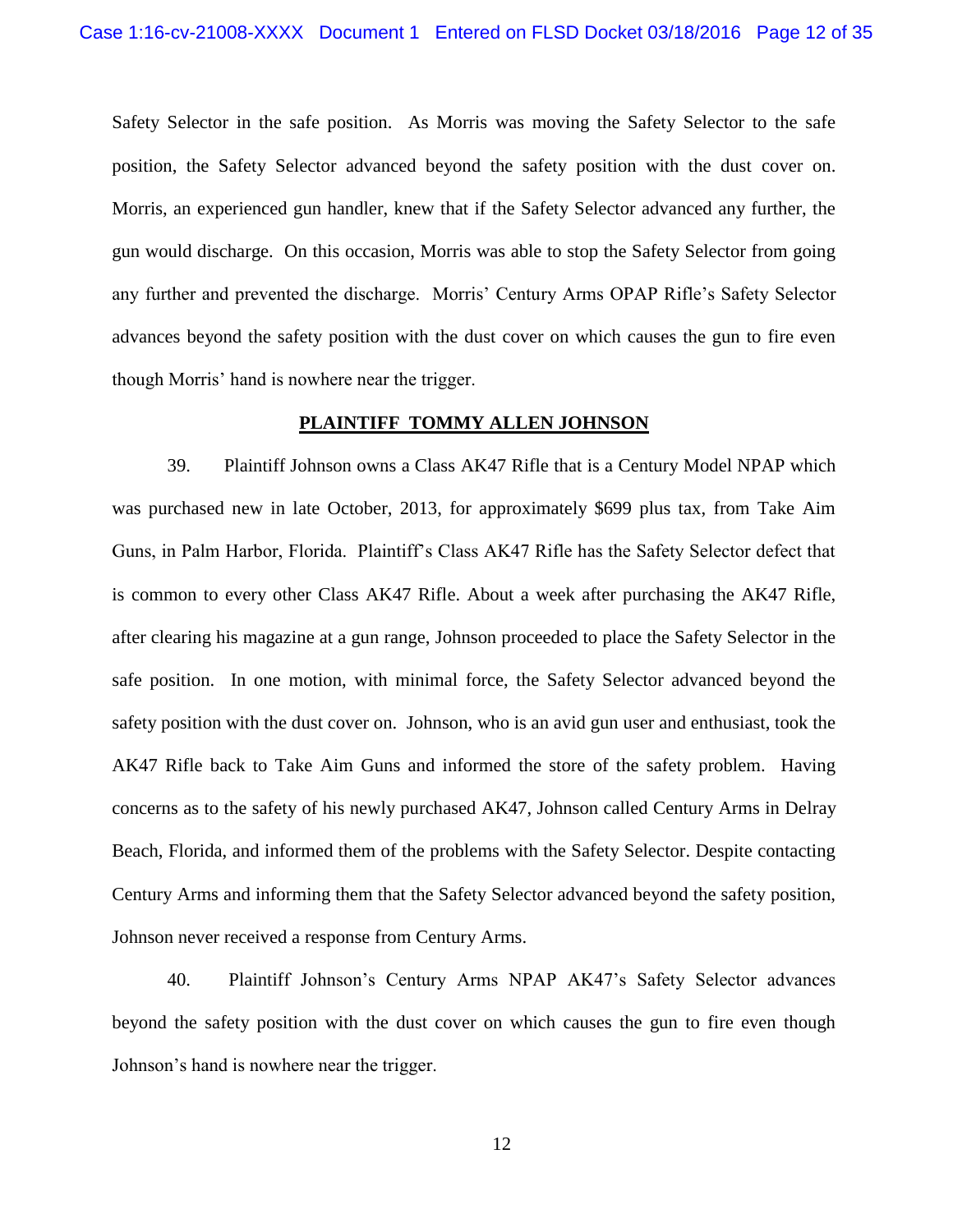Safety Selector in the safe position. As Morris was moving the Safety Selector to the safe position, the Safety Selector advanced beyond the safety position with the dust cover on. Morris, an experienced gun handler, knew that if the Safety Selector advanced any further, the gun would discharge. On this occasion, Morris was able to stop the Safety Selector from going any further and prevented the discharge. Morris' Century Arms OPAP Rifle's Safety Selector advances beyond the safety position with the dust cover on which causes the gun to fire even though Morris' hand is nowhere near the trigger.

**PLAINTIFF TOMMY ALLEN JOHNSON**

39. Plaintiff Johnson owns a Class AK47 Rifle that is a Century Model NPAP which was purchased new in late October, 2013, for approximately $699 plus tax, from Take Aim Guns, in Palm Harbor, Florida. Plaintiff's Class AK47 Rifle has the Safety Selector defect that is common to every other Class AK47 Rifle. About a week after purchasing the AK47 Rifle, after clearing his magazine at a gun range, Johnson proceeded to place the Safety Selector in the safe position. In one motion, with minimal force, the Safety Selector advanced beyond the safety position with the dust cover on. Johnson, who is an avid gun user and enthusiast, took the AK47 Rifle back to Take Aim Guns and informed the store of the safety problem. Having concerns as to the safety of his newly purchased AK47, Johnson called Century Arms in Delray Beach, Florida, and informed them of the problems with the Safety Selector. Despite contacting Century Arms and informing them that the Safety Selector advanced beyond the safety position, Johnson never received a response from Century Arms.

40. Plaintiff Johnson's Century Arms NPAP AK47's Safety Selector advances beyond the safety position with the dust cover on which causes the gun to fire even though Johnson's hand is nowhere near the trigger.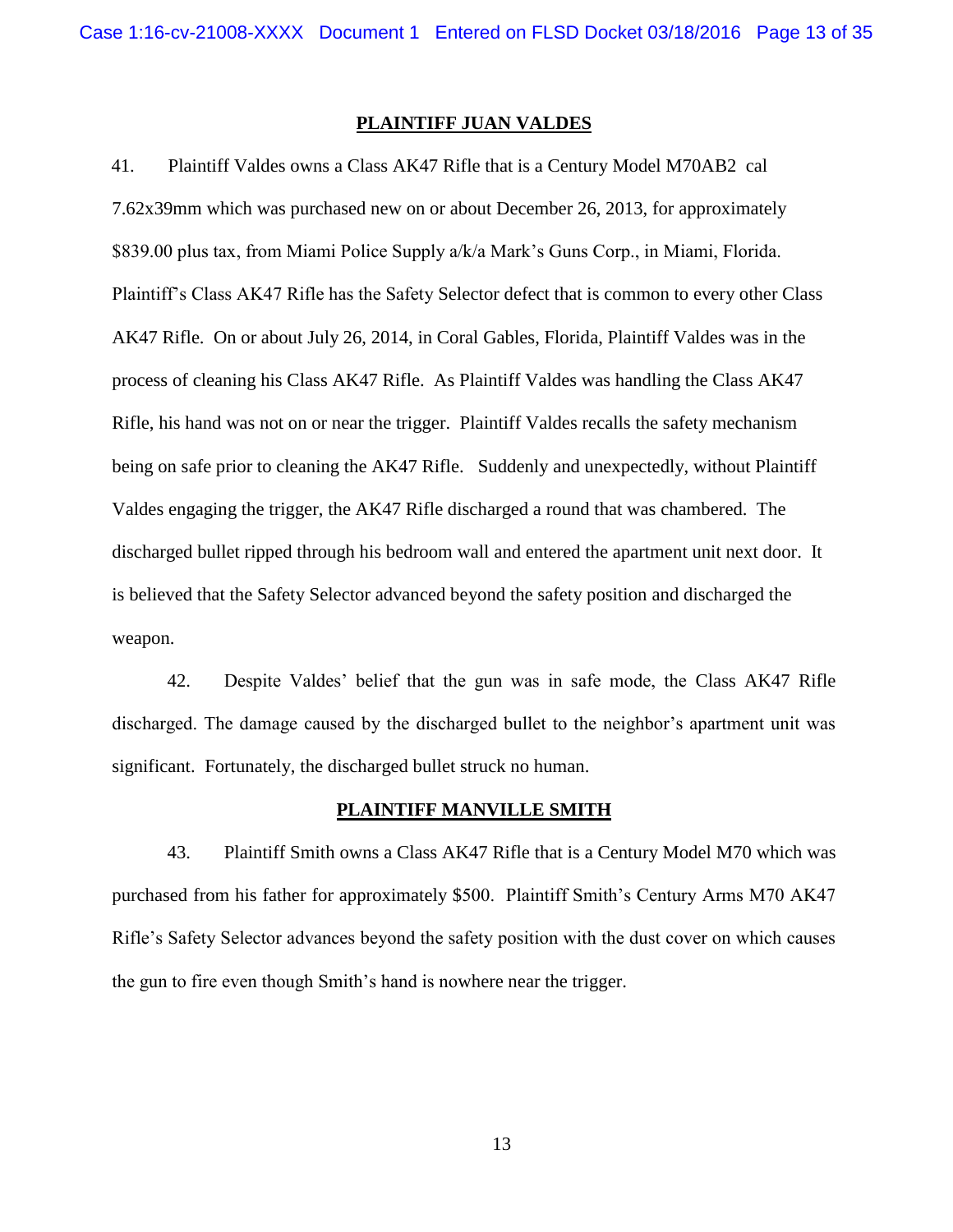## PLAINTIFF JUAN VALDES

41. Plaintiff Valdes owns a Class AK47 Rifle that is a Century Model M70AB2 cal 7.62x39mm which was purchased new on or about December 26, 2013, for approximately $839.00 plus tax, from Miami Police Supply a/k/a Mark's Guns Corp., in Miami, Florida. Plaintiff's Class AK47 Rifle has the Safety Selector defect that is common to every other Class AK47 Rifle. On or about July 26, 2014, in Coral Gables, Florida, Plaintiff Valdes was in the process of cleaning his Class AK47 Rifle. As Plaintiff Valdes was handling the Class AK47 Rifle, his hand was not on or near the trigger. Plaintiff Valdes recalls the safety mechanism being on safe prior to cleaning the AK47 Rifle. Suddenly and unexpectedly, without Plaintiff Valdes engaging the trigger, the AK47 Rifle discharged a round that was chambered. The discharged bullet ripped through his bedroom wall and entered the apartment unit next door. It is believed that the Safety Selector advanced beyond the safety position and discharged the weapon.

42. Despite Valdes' belief that the gun was in safe mode, the Class AK47 Rifle discharged. The damage caused by the discharged bullet to the neighbor's apartment unit was significant. Fortunately, the discharged bullet struck no human.

## PLAINTIFF MANVILLE SMITH

43. Plaintiff Smith owns a Class AK47 Rifle that is a Century Model M70 which was purchased from his father for approximately $500. Plaintiff Smith's Century Arms M70 AK47 Rifle's Safety Selector advances beyond the safety position with the dust cover on which causes the gun to fire even though Smith's hand is nowhere near the trigger.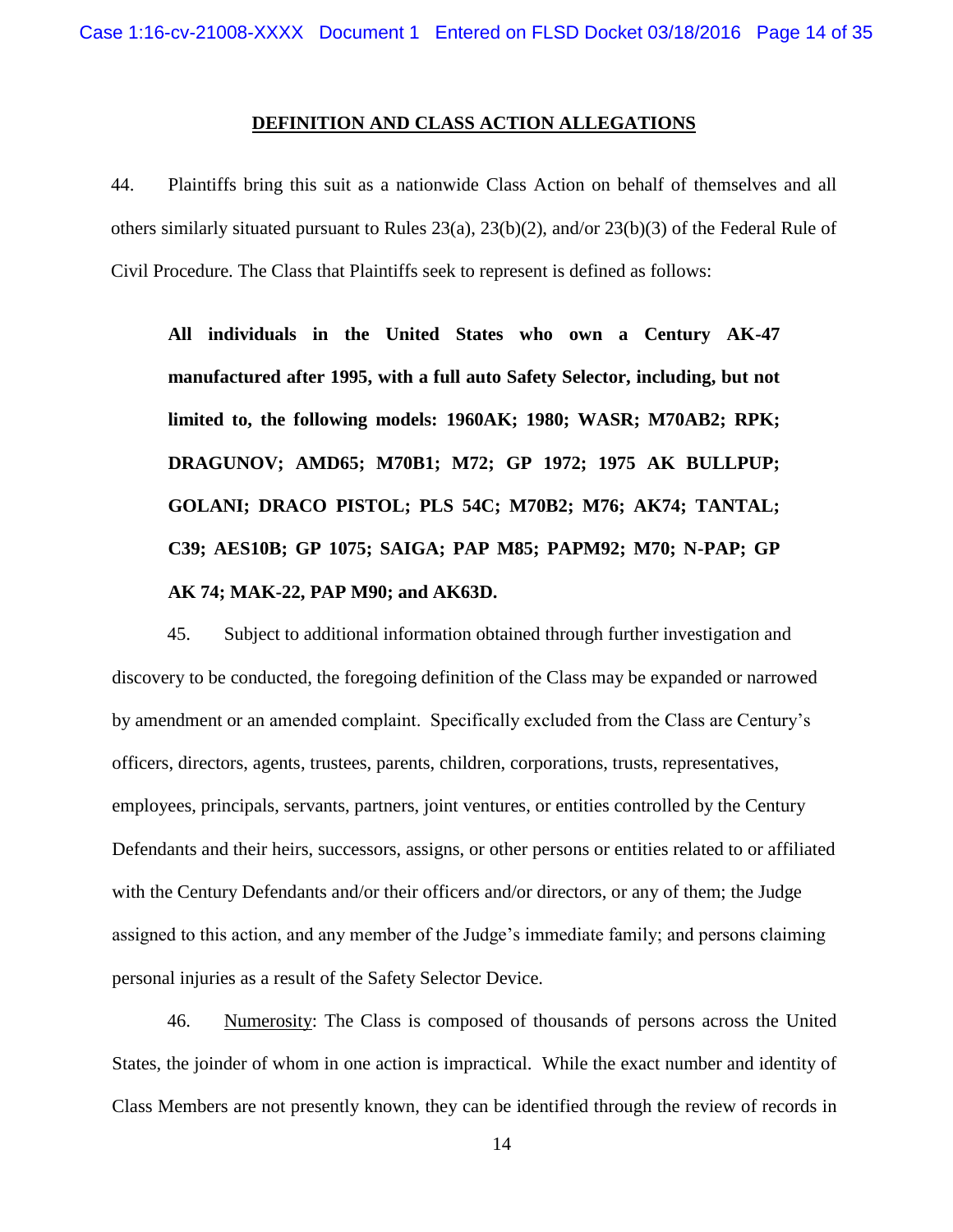## DEFINITION AND CLASS ACTION ALLEGATIONS

44. Plaintiffs bring this suit as a nationwide Class Action on behalf of themselves and all others similarly situated pursuant to Rules 23(a), 23(b)(2), and/or 23(b)(3) of the Federal Rule of Civil Procedure. The Class that Plaintiffs seek to represent is defined as follows:

> **All individuals in the United States who own a Century AK-47 manufactured after 1995, with a full auto Safety Selector, including, but not limited to, the following models: 1960AK; 1980; WASR; M70AB2; RPK; DRAGUNOV; AMD65; M70B1; M72; GP 1972; 1975 AK BULLPUP; GOLANI; DRACO PISTOL; PLS 54C; M70B2; M76; AK74; TANTAL; C39; AES10B; GP 1075; SAIGA; PAP M85; PAPM92; M70; N-PAP; GP AK 74; MAK-22, PAP M90; and AK63D.**

45. Subject to additional information obtained through further investigation and discovery to be conducted, the foregoing definition of the Class may be expanded or narrowed by amendment or an amended complaint. Specifically excluded from the Class are Century's officers, directors, agents, trustees, parents, children, corporations, trusts, representatives, employees, principals, servants, partners, joint ventures, or entities controlled by the Century Defendants and their heirs, successors, assigns, or other persons or entities related to or affiliated with the Century Defendants and/or their officers and/or directors, or any of them; the Judge assigned to this action, and any member of the Judge's immediate family; and persons claiming personal injuries as a result of the Safety Selector Device.

46. <u>Numerosity</u>: The Class is composed of thousands of persons across the United States, the joinder of whom in one action is impractical. While the exact number and identity of Class Members are not presently known, they can be identified through the review of records in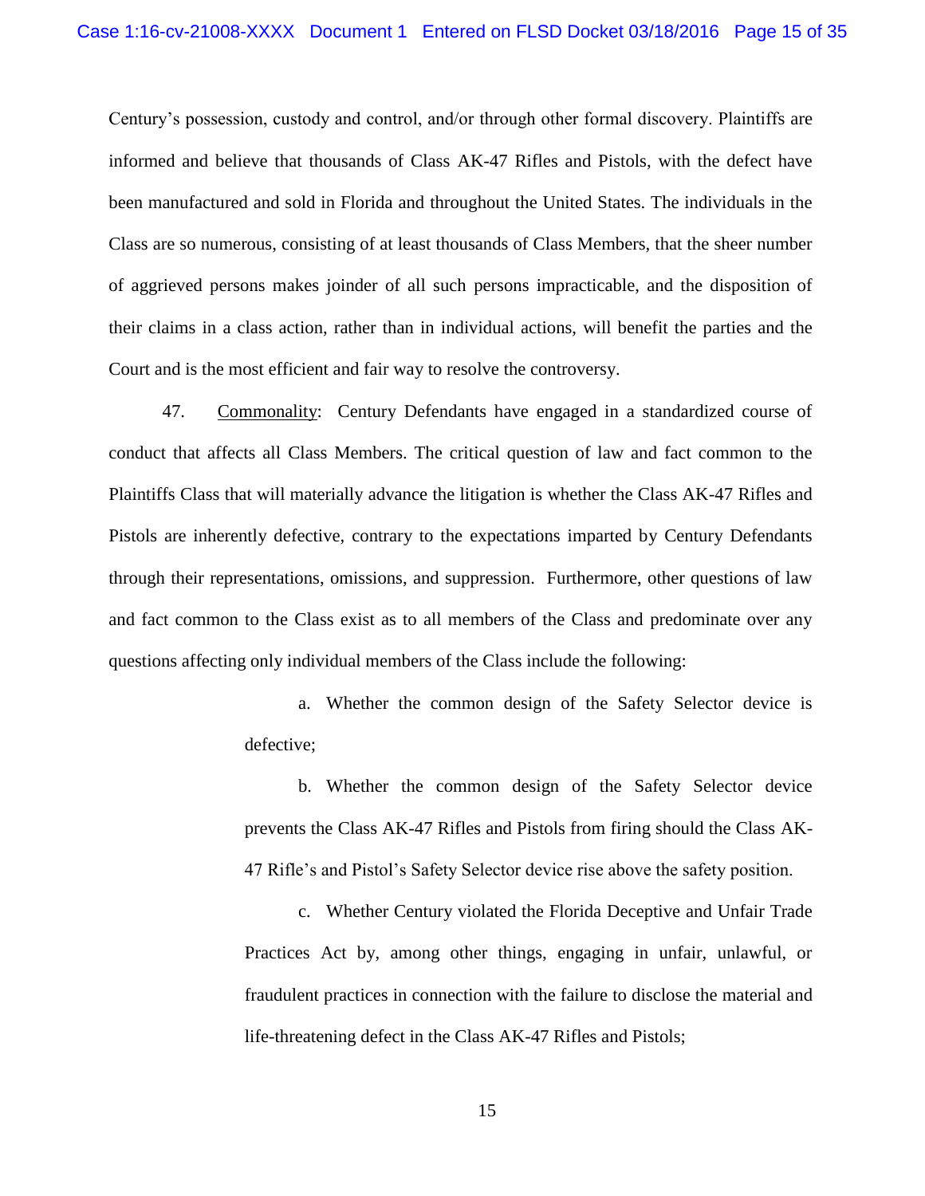Century's possession, custody and control, and/or through other formal discovery. Plaintiffs are informed and believe that thousands of Class AK-47 Rifles and Pistols, with the defect have been manufactured and sold in Florida and throughout the United States. The individuals in the Class are so numerous, consisting of at least thousands of Class Members, that the sheer number of aggrieved persons makes joinder of all such persons impracticable, and the disposition of their claims in a class action, rather than in individual actions, will benefit the parties and the Court and is the most efficient and fair way to resolve the controversy.

47. Commonality: Century Defendants have engaged in a standardized course of conduct that affects all Class Members. The critical question of law and fact common to the Plaintiffs Class that will materially advance the litigation is whether the Class AK-47 Rifles and Pistols are inherently defective, contrary to the expectations imparted by Century Defendants through their representations, omissions, and suppression. Furthermore, other questions of law and fact common to the Class exist as to all members of the Class and predominate over any questions affecting only individual members of the Class include the following:

> a. Whether the common design of the Safety Selector device is defective;
>
> b. Whether the common design of the Safety Selector device prevents the Class AK-47 Rifles and Pistols from firing should the Class AK-47 Rifle's and Pistol's Safety Selector device rise above the safety position.
>
> c. Whether Century violated the Florida Deceptive and Unfair Trade Practices Act by, among other things, engaging in unfair, unlawful, or fraudulent practices in connection with the failure to disclose the material and life-threatening defect in the Class AK-47 Rifles and Pistols;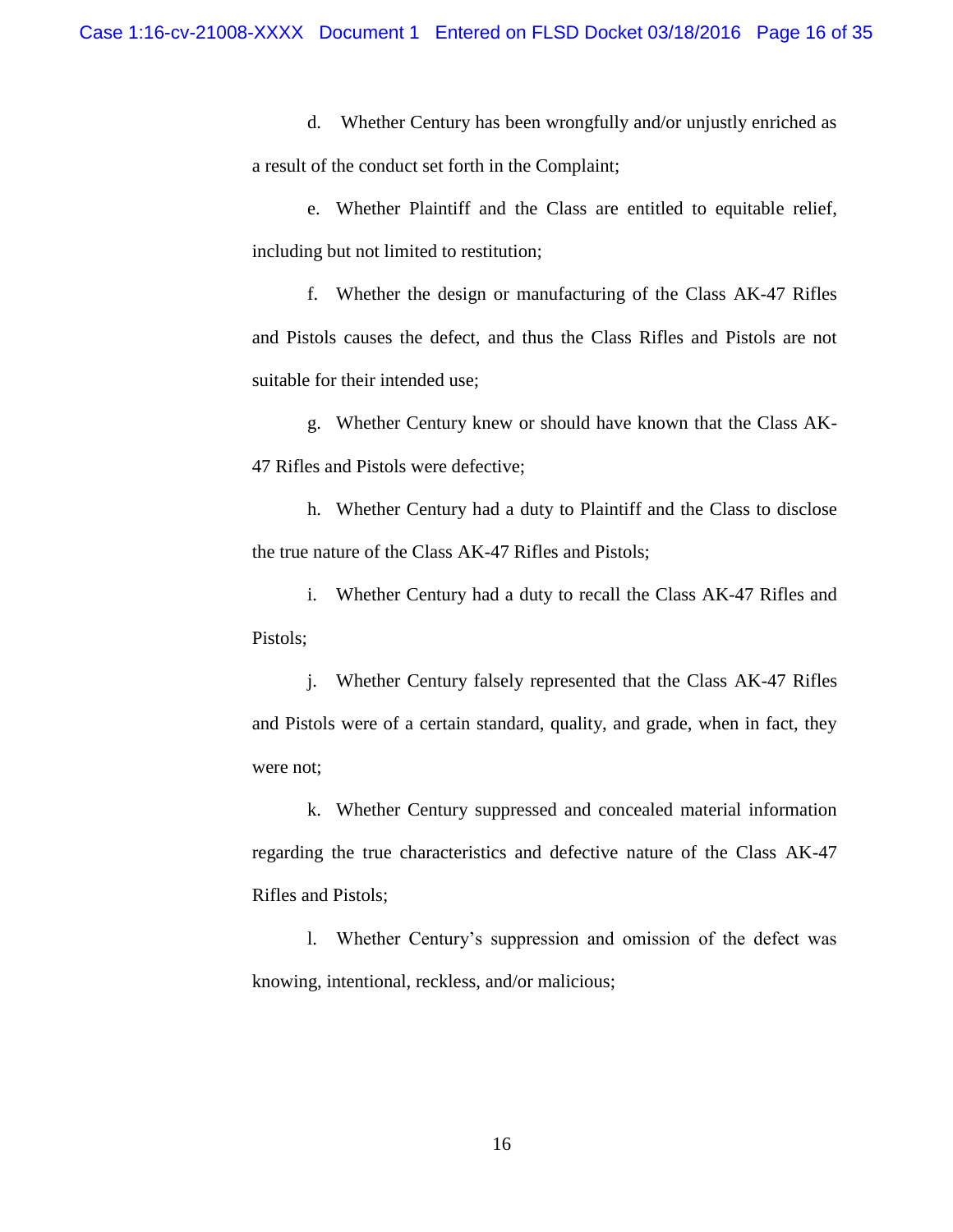d. Whether Century has been wrongfully and/or unjustly enriched as a result of the conduct set forth in the Complaint;

e. Whether Plaintiff and the Class are entitled to equitable relief, including but not limited to restitution;

f. Whether the design or manufacturing of the Class AK-47 Rifles and Pistols causes the defect, and thus the Class Rifles and Pistols are not suitable for their intended use;

g. Whether Century knew or should have known that the Class AK-47 Rifles and Pistols were defective;

h. Whether Century had a duty to Plaintiff and the Class to disclose the true nature of the Class AK-47 Rifles and Pistols;

i. Whether Century had a duty to recall the Class AK-47 Rifles and Pistols;

j. Whether Century falsely represented that the Class AK-47 Rifles and Pistols were of a certain standard, quality, and grade, when in fact, they were not;

k. Whether Century suppressed and concealed material information regarding the true characteristics and defective nature of the Class AK-47 Rifles and Pistols;

l. Whether Century's suppression and omission of the defect was knowing, intentional, reckless, and/or malicious;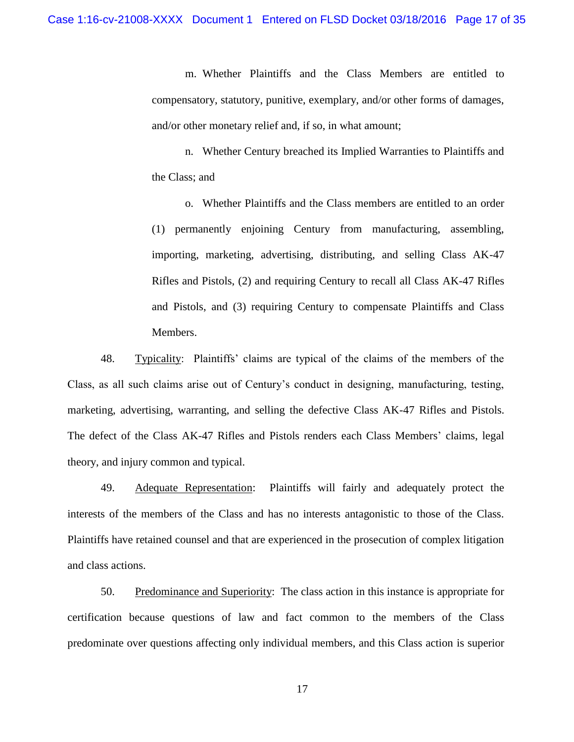m. Whether Plaintiffs and the Class Members are entitled to compensatory, statutory, punitive, exemplary, and/or other forms of damages, and/or other monetary relief and, if so, in what amount;

n. Whether Century breached its Implied Warranties to Plaintiffs and the Class; and

o. Whether Plaintiffs and the Class members are entitled to an order (1) permanently enjoining Century from manufacturing, assembling, importing, marketing, advertising, distributing, and selling Class AK-47 Rifles and Pistols, (2) and requiring Century to recall all Class AK-47 Rifles and Pistols, and (3) requiring Century to compensate Plaintiffs and Class Members.

48. Typicality: Plaintiffs' claims are typical of the claims of the members of the Class, as all such claims arise out of Century's conduct in designing, manufacturing, testing, marketing, advertising, warranting, and selling the defective Class AK-47 Rifles and Pistols. The defect of the Class AK-47 Rifles and Pistols renders each Class Members' claims, legal theory, and injury common and typical.

49. Adequate Representation: Plaintiffs will fairly and adequately protect the interests of the members of the Class and has no interests antagonistic to those of the Class. Plaintiffs have retained counsel and that are experienced in the prosecution of complex litigation and class actions.

50. Predominance and Superiority: The class action in this instance is appropriate for certification because questions of law and fact common to the members of the Class predominate over questions affecting only individual members, and this Class action is superior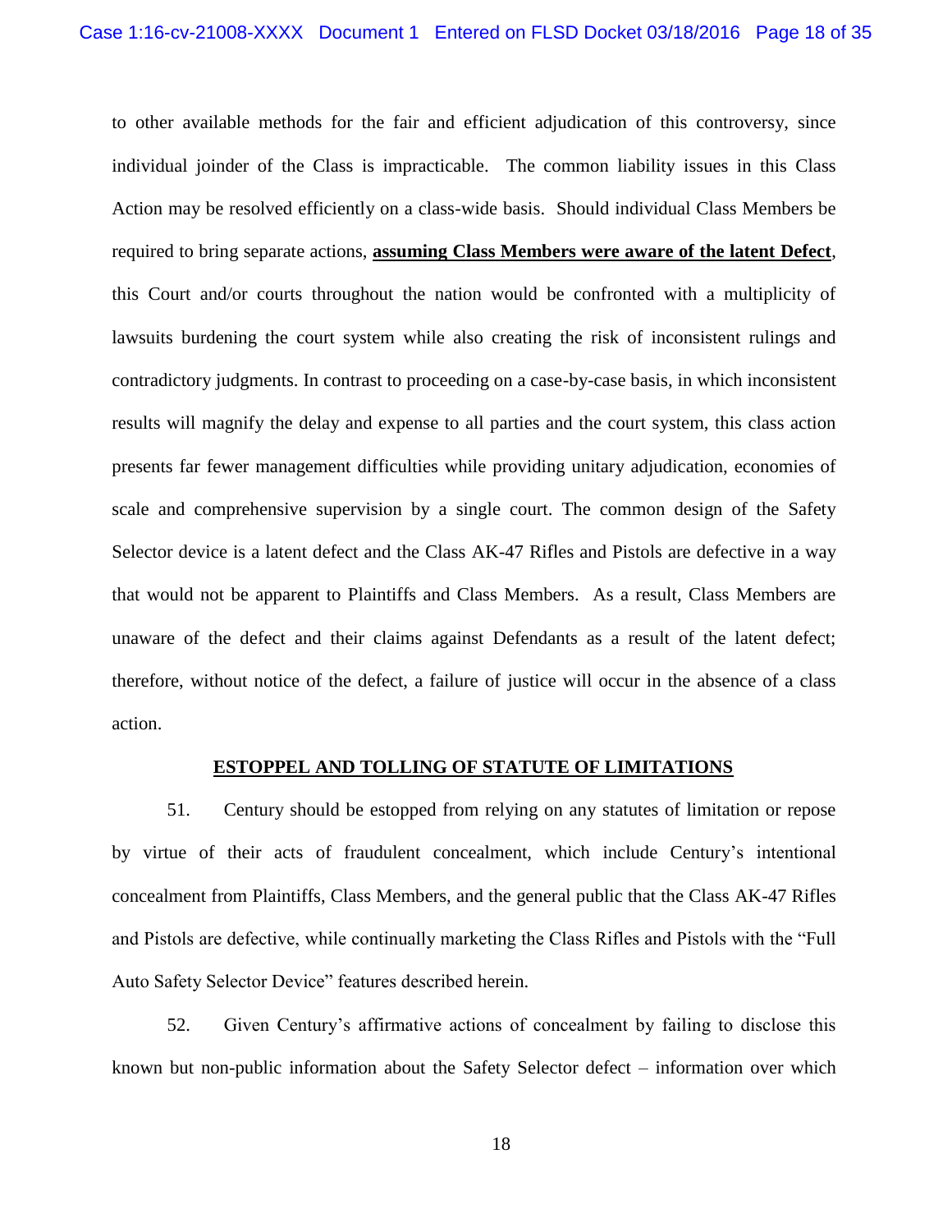to other available methods for the fair and efficient adjudication of this controversy, since individual joinder of the Class is impracticable. The common liability issues in this Class Action may be resolved efficiently on a class-wide basis. Should individual Class Members be required to bring separate actions, **<u>assuming Class Members were aware of the latent Defect</u>**, this Court and/or courts throughout the nation would be confronted with a multiplicity of lawsuits burdening the court system while also creating the risk of inconsistent rulings and contradictory judgments. In contrast to proceeding on a case-by-case basis, in which inconsistent results will magnify the delay and expense to all parties and the court system, this class action presents far fewer management difficulties while providing unitary adjudication, economies of scale and comprehensive supervision by a single court. The common design of the Safety Selector device is a latent defect and the Class AK-47 Rifles and Pistols are defective in a way that would not be apparent to Plaintiffs and Class Members. As a result, Class Members are unaware of the defect and their claims against Defendants as a result of the latent defect; therefore, without notice of the defect, a failure of justice will occur in the absence of a class action.

## <u>ESTOPPEL AND TOLLING OF STATUTE OF LIMITATIONS</u>

51. Century should be estopped from relying on any statutes of limitation or repose by virtue of their acts of fraudulent concealment, which include Century's intentional concealment from Plaintiffs, Class Members, and the general public that the Class AK-47 Rifles and Pistols are defective, while continually marketing the Class Rifles and Pistols with the "Full Auto Safety Selector Device" features described herein.

52. Given Century's affirmative actions of concealment by failing to disclose this known but non-public information about the Safety Selector defect – information over which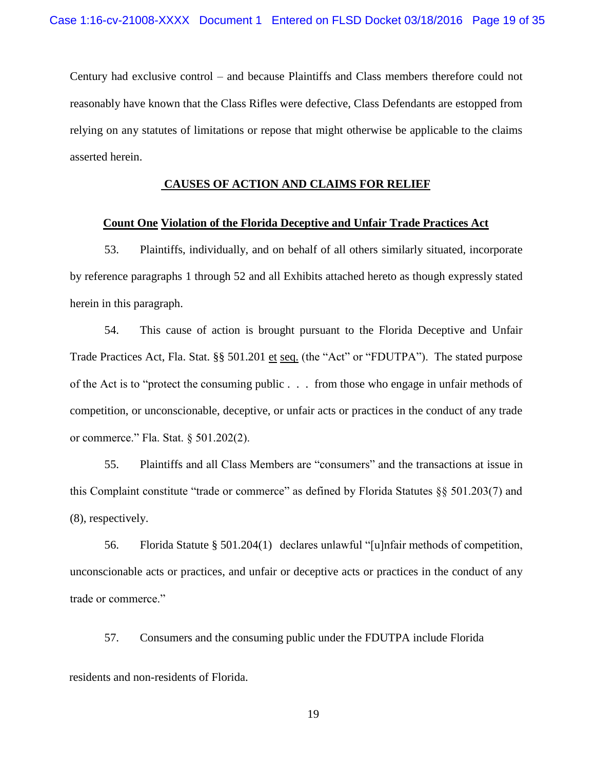Century had exclusive control – and because Plaintiffs and Class members therefore could not reasonably have known that the Class Rifles were defective, Class Defendants are estopped from relying on any statutes of limitations or repose that might otherwise be applicable to the claims asserted herein.

## CAUSES OF ACTION AND CLAIMS FOR RELIEF

### Count One Violation of the Florida Deceptive and Unfair Trade Practices Act

53. Plaintiffs, individually, and on behalf of all others similarly situated, incorporate by reference paragraphs 1 through 52 and all Exhibits attached hereto as though expressly stated herein in this paragraph.

54. This cause of action is brought pursuant to the Florida Deceptive and Unfair Trade Practices Act, Fla. Stat. §§ 501.201 et seq. (the "Act" or "FDUTPA"). The stated purpose of the Act is to "protect the consuming public . . . from those who engage in unfair methods of competition, or unconscionable, deceptive, or unfair acts or practices in the conduct of any trade or commerce." Fla. Stat. § 501.202(2).

55. Plaintiffs and all Class Members are "consumers" and the transactions at issue in this Complaint constitute "trade or commerce" as defined by Florida Statutes §§ 501.203(7) and (8), respectively.

56. Florida Statute § 501.204(1) declares unlawful "[u]nfair methods of competition, unconscionable acts or practices, and unfair or deceptive acts or practices in the conduct of any trade or commerce."

57. Consumers and the consuming public under the FDUTPA include Florida residents and non-residents of Florida.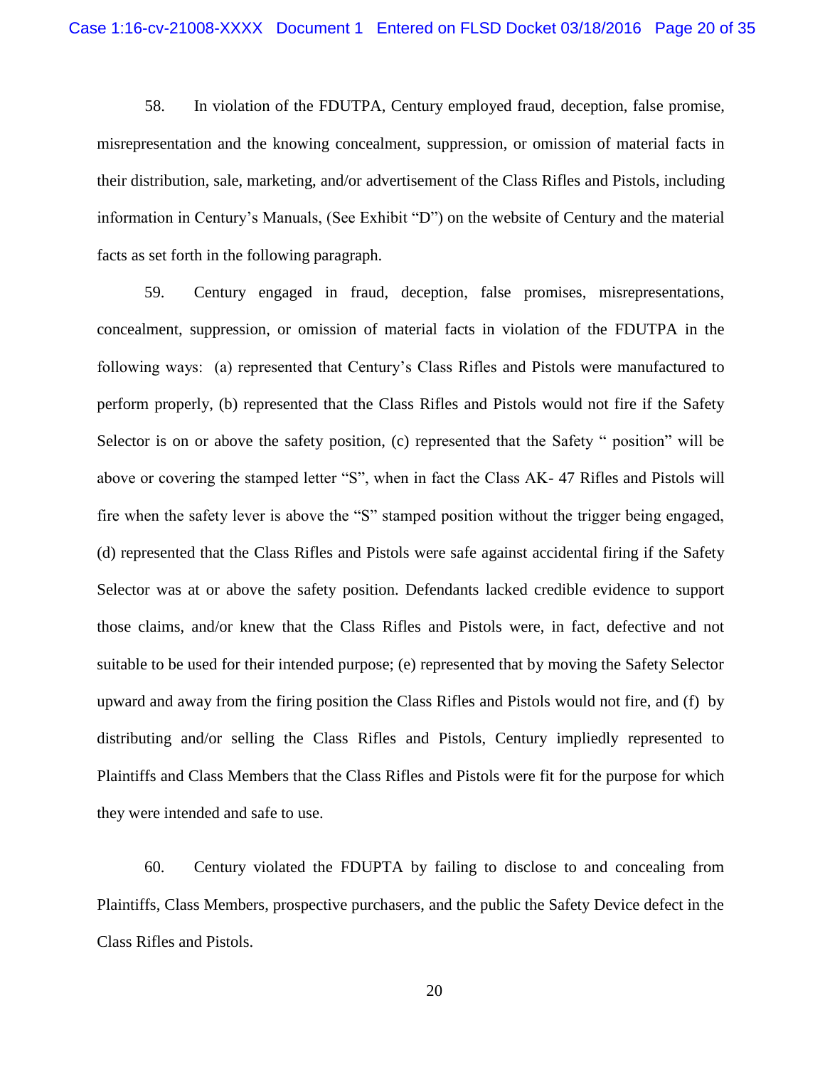58. In violation of the FDUTPA, Century employed fraud, deception, false promise, misrepresentation and the knowing concealment, suppression, or omission of material facts in their distribution, sale, marketing, and/or advertisement of the Class Rifles and Pistols, including information in Century's Manuals, (See Exhibit "D") on the website of Century and the material facts as set forth in the following paragraph.

59. Century engaged in fraud, deception, false promises, misrepresentations, concealment, suppression, or omission of material facts in violation of the FDUTPA in the following ways: (a) represented that Century's Class Rifles and Pistols were manufactured to perform properly, (b) represented that the Class Rifles and Pistols would not fire if the Safety Selector is on or above the safety position, (c) represented that the Safety " position" will be above or covering the stamped letter "S", when in fact the Class AK- 47 Rifles and Pistols will fire when the safety lever is above the "S" stamped position without the trigger being engaged, (d) represented that the Class Rifles and Pistols were safe against accidental firing if the Safety Selector was at or above the safety position. Defendants lacked credible evidence to support those claims, and/or knew that the Class Rifles and Pistols were, in fact, defective and not suitable to be used for their intended purpose; (e) represented that by moving the Safety Selector upward and away from the firing position the Class Rifles and Pistols would not fire, and (f) by distributing and/or selling the Class Rifles and Pistols, Century impliedly represented to Plaintiffs and Class Members that the Class Rifles and Pistols were fit for the purpose for which they were intended and safe to use.

60. Century violated the FDUPTA by failing to disclose to and concealing from Plaintiffs, Class Members, prospective purchasers, and the public the Safety Device defect in the Class Rifles and Pistols.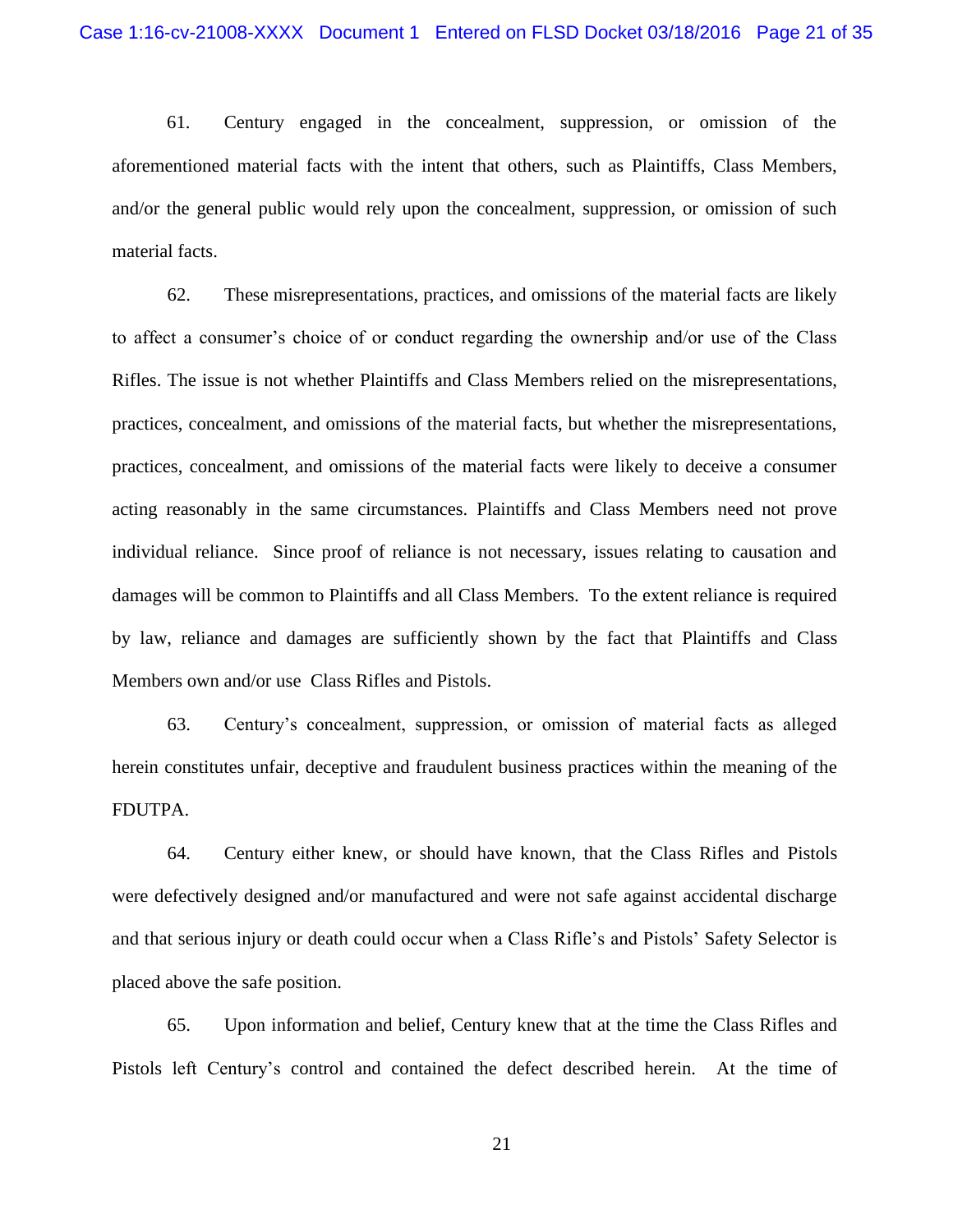61. Century engaged in the concealment, suppression, or omission of the aforementioned material facts with the intent that others, such as Plaintiffs, Class Members, and/or the general public would rely upon the concealment, suppression, or omission of such material facts.

62. These misrepresentations, practices, and omissions of the material facts are likely to affect a consumer's choice of or conduct regarding the ownership and/or use of the Class Rifles. The issue is not whether Plaintiffs and Class Members relied on the misrepresentations, practices, concealment, and omissions of the material facts, but whether the misrepresentations, practices, concealment, and omissions of the material facts were likely to deceive a consumer acting reasonably in the same circumstances. Plaintiffs and Class Members need not prove individual reliance. Since proof of reliance is not necessary, issues relating to causation and damages will be common to Plaintiffs and all Class Members. To the extent reliance is required by law, reliance and damages are sufficiently shown by the fact that Plaintiffs and Class Members own and/or use Class Rifles and Pistols.

63. Century's concealment, suppression, or omission of material facts as alleged herein constitutes unfair, deceptive and fraudulent business practices within the meaning of the FDUTPA.

64. Century either knew, or should have known, that the Class Rifles and Pistols were defectively designed and/or manufactured and were not safe against accidental discharge and that serious injury or death could occur when a Class Rifle's and Pistols' Safety Selector is placed above the safe position.

65. Upon information and belief, Century knew that at the time the Class Rifles and Pistols left Century's control and contained the defect described herein. At the time of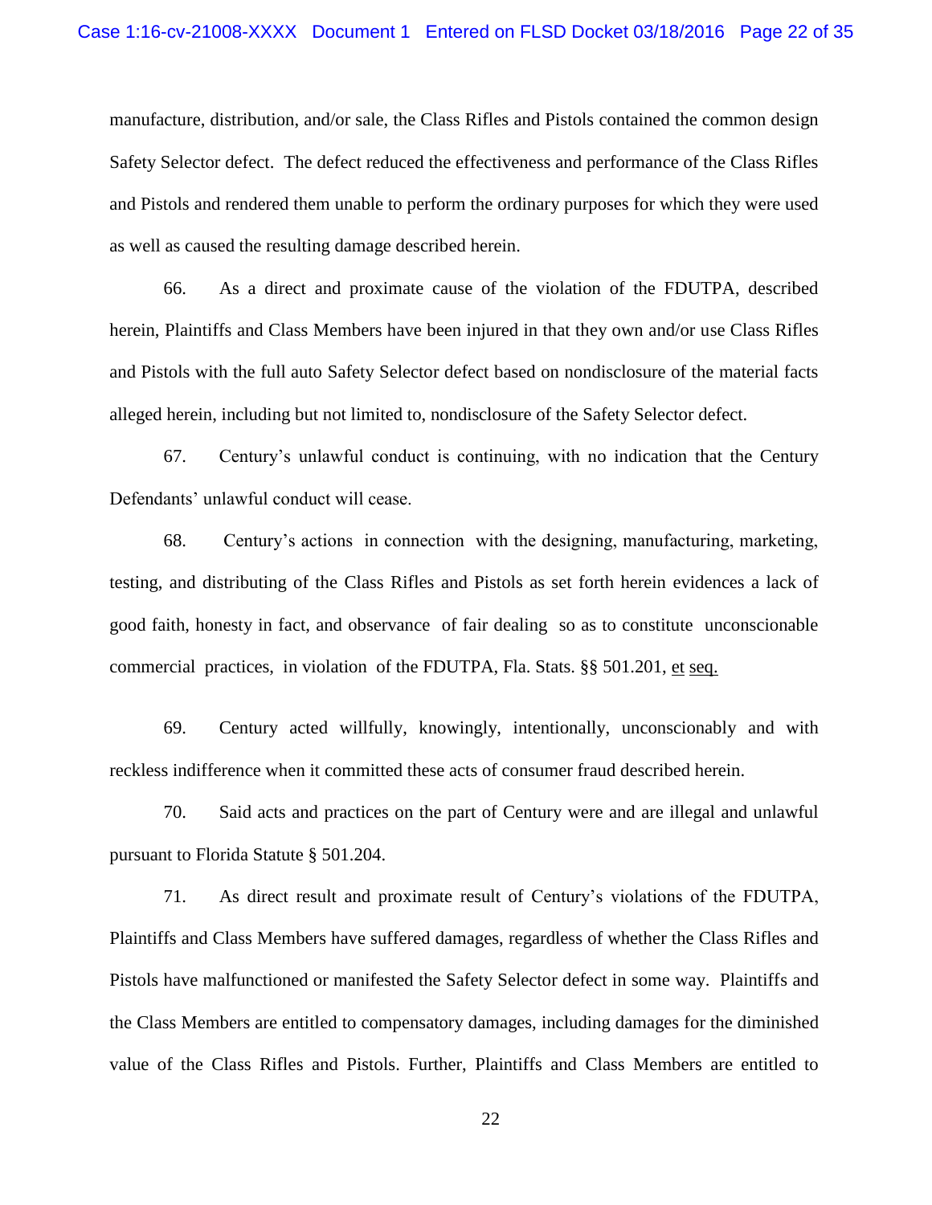manufacture, distribution, and/or sale, the Class Rifles and Pistols contained the common design Safety Selector defect. The defect reduced the effectiveness and performance of the Class Rifles and Pistols and rendered them unable to perform the ordinary purposes for which they were used as well as caused the resulting damage described herein.

66. As a direct and proximate cause of the violation of the FDUTPA, described herein, Plaintiffs and Class Members have been injured in that they own and/or use Class Rifles and Pistols with the full auto Safety Selector defect based on nondisclosure of the material facts alleged herein, including but not limited to, nondisclosure of the Safety Selector defect.

67. Century's unlawful conduct is continuing, with no indication that the Century Defendants' unlawful conduct will cease.

68. Century's actions in connection with the designing, manufacturing, marketing, testing, and distributing of the Class Rifles and Pistols as set forth herein evidences a lack of good faith, honesty in fact, and observance of fair dealing so as to constitute unconscionable commercial practices, in violation of the FDUTPA, Fla. Stats. §§ 501.201, et seq.

69. Century acted willfully, knowingly, intentionally, unconscionably and with reckless indifference when it committed these acts of consumer fraud described herein.

70. Said acts and practices on the part of Century were and are illegal and unlawful pursuant to Florida Statute § 501.204.

71. As direct result and proximate result of Century's violations of the FDUTPA, Plaintiffs and Class Members have suffered damages, regardless of whether the Class Rifles and Pistols have malfunctioned or manifested the Safety Selector defect in some way. Plaintiffs and the Class Members are entitled to compensatory damages, including damages for the diminished value of the Class Rifles and Pistols. Further, Plaintiffs and Class Members are entitled to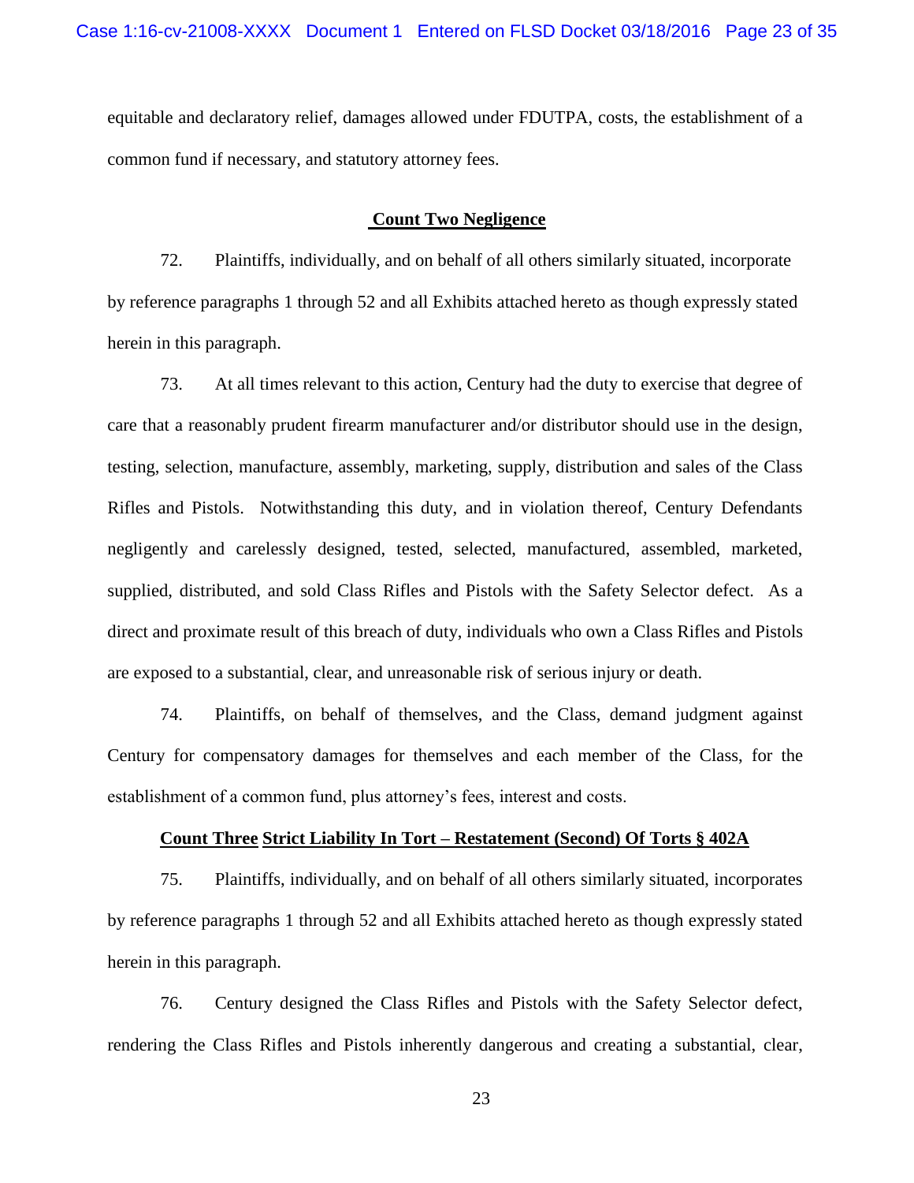equitable and declaratory relief, damages allowed under FDUTPA, costs, the establishment of a common fund if necessary, and statutory attorney fees.

## **Count Two Negligence**

72. Plaintiffs, individually, and on behalf of all others similarly situated, incorporate by reference paragraphs 1 through 52 and all Exhibits attached hereto as though expressly stated herein in this paragraph.

73. At all times relevant to this action, Century had the duty to exercise that degree of care that a reasonably prudent firearm manufacturer and/or distributor should use in the design, testing, selection, manufacture, assembly, marketing, supply, distribution and sales of the Class Rifles and Pistols. Notwithstanding this duty, and in violation thereof, Century Defendants negligently and carelessly designed, tested, selected, manufactured, assembled, marketed, supplied, distributed, and sold Class Rifles and Pistols with the Safety Selector defect. As a direct and proximate result of this breach of duty, individuals who own a Class Rifles and Pistols are exposed to a substantial, clear, and unreasonable risk of serious injury or death.

74. Plaintiffs, on behalf of themselves, and the Class, demand judgment against Century for compensatory damages for themselves and each member of the Class, for the establishment of a common fund, plus attorney's fees, interest and costs.

## **Count Three Strict Liability In Tort – Restatement (Second) Of Torts § 402A**

75. Plaintiffs, individually, and on behalf of all others similarly situated, incorporates by reference paragraphs 1 through 52 and all Exhibits attached hereto as though expressly stated herein in this paragraph.

76. Century designed the Class Rifles and Pistols with the Safety Selector defect, rendering the Class Rifles and Pistols inherently dangerous and creating a substantial, clear,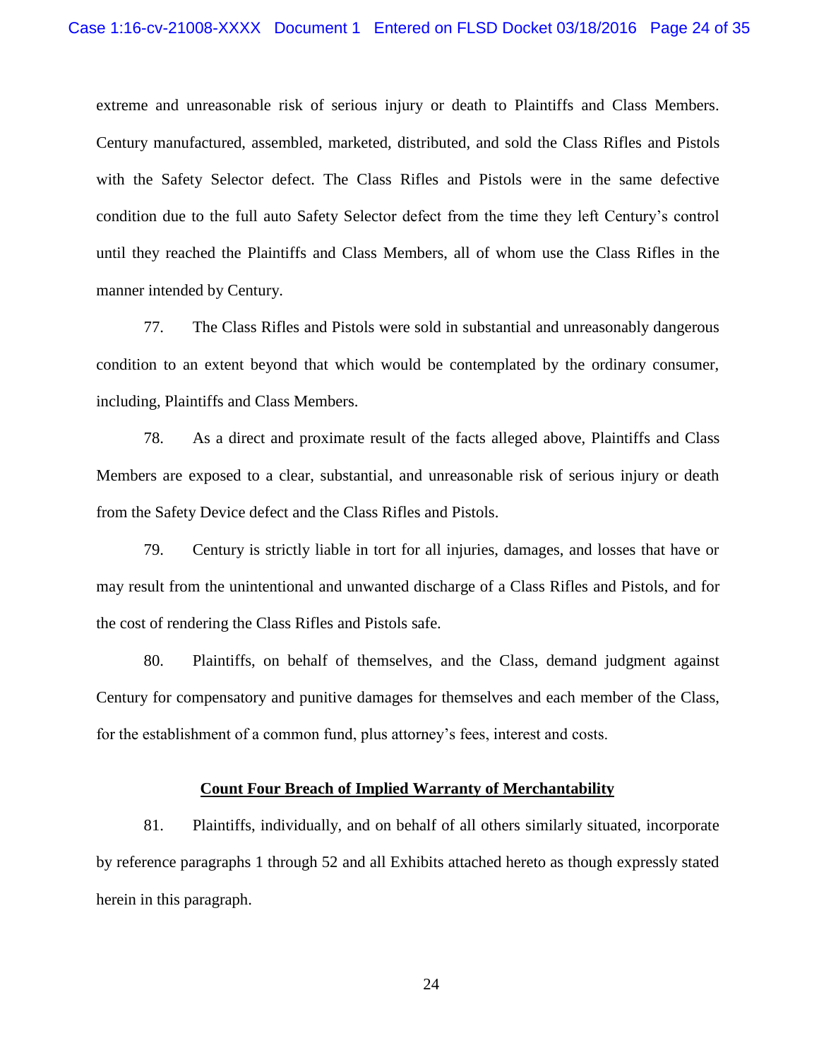extreme and unreasonable risk of serious injury or death to Plaintiffs and Class Members. Century manufactured, assembled, marketed, distributed, and sold the Class Rifles and Pistols with the Safety Selector defect. The Class Rifles and Pistols were in the same defective condition due to the full auto Safety Selector defect from the time they left Century's control until they reached the Plaintiffs and Class Members, all of whom use the Class Rifles in the manner intended by Century.

77. The Class Rifles and Pistols were sold in substantial and unreasonably dangerous condition to an extent beyond that which would be contemplated by the ordinary consumer, including, Plaintiffs and Class Members.

78. As a direct and proximate result of the facts alleged above, Plaintiffs and Class Members are exposed to a clear, substantial, and unreasonable risk of serious injury or death from the Safety Device defect and the Class Rifles and Pistols.

79. Century is strictly liable in tort for all injuries, damages, and losses that have or may result from the unintentional and unwanted discharge of a Class Rifles and Pistols, and for the cost of rendering the Class Rifles and Pistols safe.

80. Plaintiffs, on behalf of themselves, and the Class, demand judgment against Century for compensatory and punitive damages for themselves and each member of the Class, for the establishment of a common fund, plus attorney's fees, interest and costs.

**Count Four Breach of Implied Warranty of Merchantability**

81. Plaintiffs, individually, and on behalf of all others similarly situated, incorporate by reference paragraphs 1 through 52 and all Exhibits attached hereto as though expressly stated herein in this paragraph.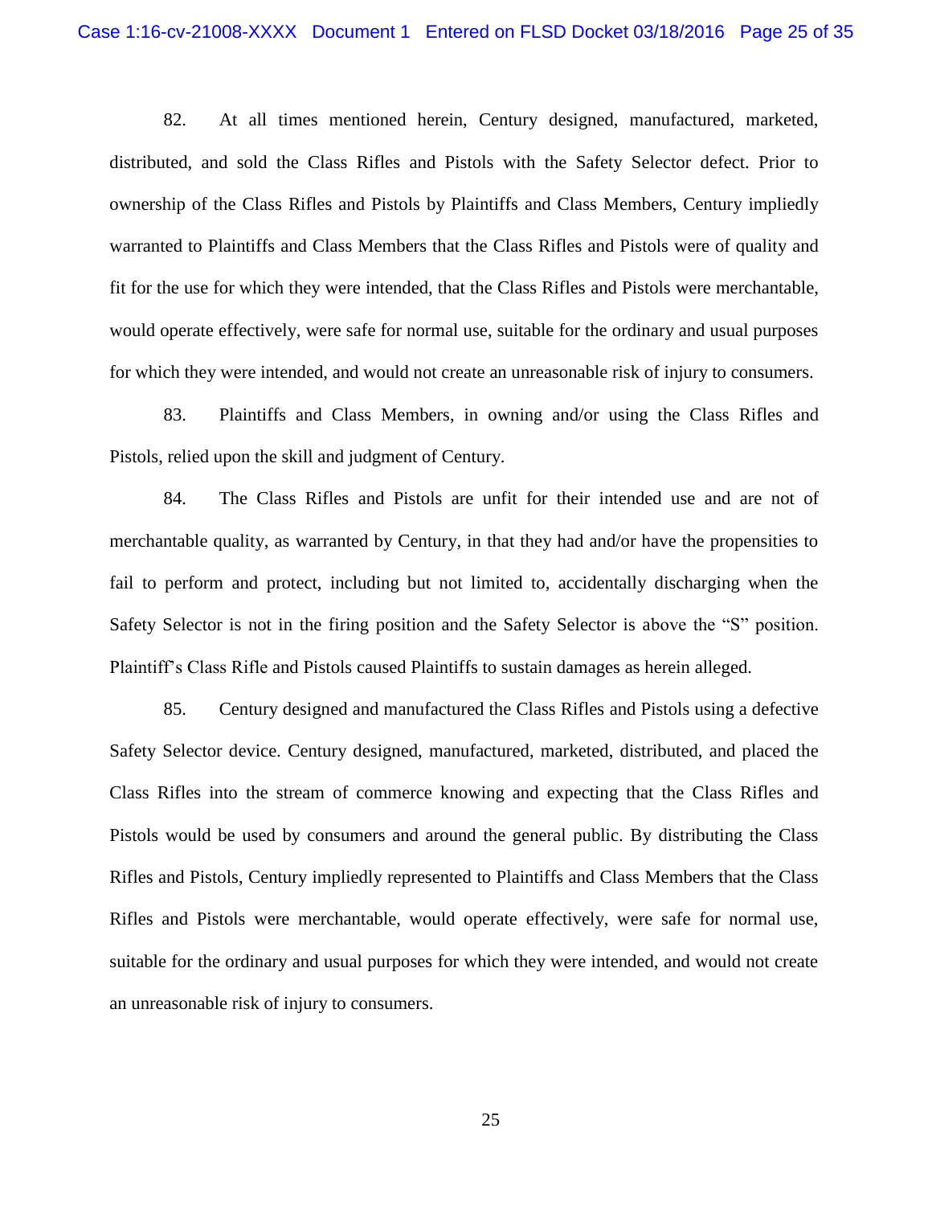82. At all times mentioned herein, Century designed, manufactured, marketed, distributed, and sold the Class Rifles and Pistols with the Safety Selector defect. Prior to ownership of the Class Rifles and Pistols by Plaintiffs and Class Members, Century impliedly warranted to Plaintiffs and Class Members that the Class Rifles and Pistols were of quality and fit for the use for which they were intended, that the Class Rifles and Pistols were merchantable, would operate effectively, were safe for normal use, suitable for the ordinary and usual purposes for which they were intended, and would not create an unreasonable risk of injury to consumers.

83. Plaintiffs and Class Members, in owning and/or using the Class Rifles and Pistols, relied upon the skill and judgment of Century.

84. The Class Rifles and Pistols are unfit for their intended use and are not of merchantable quality, as warranted by Century, in that they had and/or have the propensities to fail to perform and protect, including but not limited to, accidentally discharging when the Safety Selector is not in the firing position and the Safety Selector is above the "S" position. Plaintiff's Class Rifle and Pistols caused Plaintiffs to sustain damages as herein alleged.

85. Century designed and manufactured the Class Rifles and Pistols using a defective Safety Selector device. Century designed, manufactured, marketed, distributed, and placed the Class Rifles into the stream of commerce knowing and expecting that the Class Rifles and Pistols would be used by consumers and around the general public. By distributing the Class Rifles and Pistols, Century impliedly represented to Plaintiffs and Class Members that the Class Rifles and Pistols were merchantable, would operate effectively, were safe for normal use, suitable for the ordinary and usual purposes for which they were intended, and would not create an unreasonable risk of injury to consumers.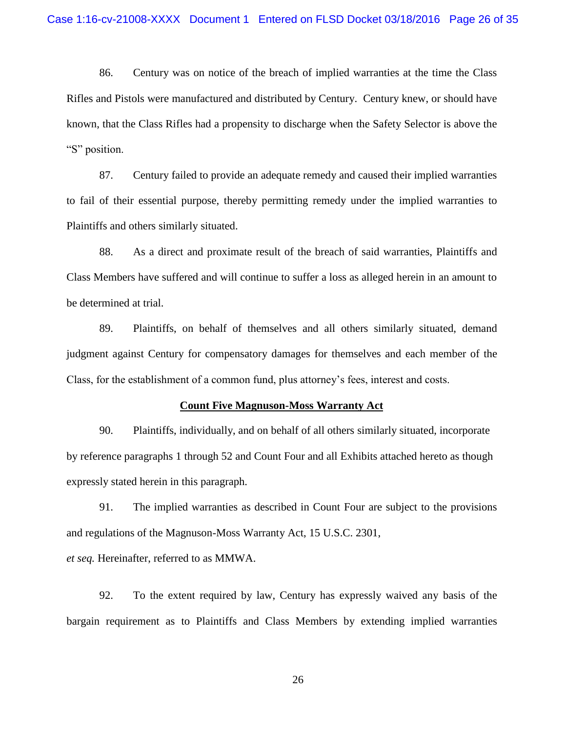86. Century was on notice of the breach of implied warranties at the time the Class Rifles and Pistols were manufactured and distributed by Century. Century knew, or should have known, that the Class Rifles had a propensity to discharge when the Safety Selector is above the "S" position.

87. Century failed to provide an adequate remedy and caused their implied warranties to fail of their essential purpose, thereby permitting remedy under the implied warranties to Plaintiffs and others similarly situated.

88. As a direct and proximate result of the breach of said warranties, Plaintiffs and Class Members have suffered and will continue to suffer a loss as alleged herein in an amount to be determined at trial.

89. Plaintiffs, on behalf of themselves and all others similarly situated, demand judgment against Century for compensatory damages for themselves and each member of the Class, for the establishment of a common fund, plus attorney's fees, interest and costs.

**Count Five Magnuson-Moss Warranty Act**

90. Plaintiffs, individually, and on behalf of all others similarly situated, incorporate by reference paragraphs 1 through 52 and Count Four and all Exhibits attached hereto as though expressly stated herein in this paragraph.

91. The implied warranties as described in Count Four are subject to the provisions and regulations of the Magnuson-Moss Warranty Act, 15 U.S.C. 2301, *et seq.* Hereinafter, referred to as MMWA.

92. To the extent required by law, Century has expressly waived any basis of the bargain requirement as to Plaintiffs and Class Members by extending implied warranties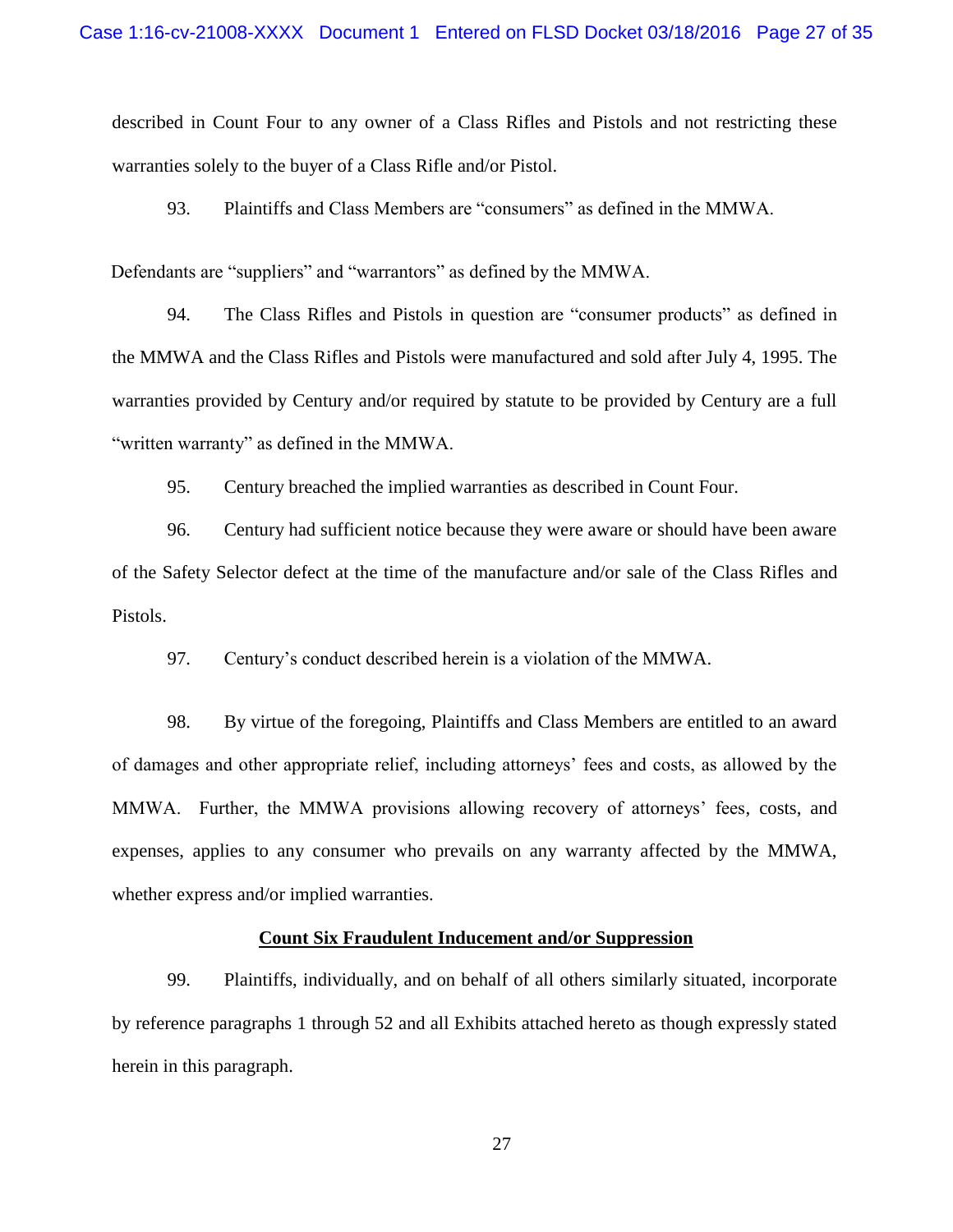described in Count Four to any owner of a Class Rifles and Pistols and not restricting these warranties solely to the buyer of a Class Rifle and/or Pistol.

93. Plaintiffs and Class Members are "consumers" as defined in the MMWA.

Defendants are "suppliers" and "warrantors" as defined by the MMWA.

94. The Class Rifles and Pistols in question are "consumer products" as defined in the MMWA and the Class Rifles and Pistols were manufactured and sold after July 4, 1995. The warranties provided by Century and/or required by statute to be provided by Century are a full "written warranty" as defined in the MMWA.

95. Century breached the implied warranties as described in Count Four.

96. Century had sufficient notice because they were aware or should have been aware of the Safety Selector defect at the time of the manufacture and/or sale of the Class Rifles and Pistols.

97. Century's conduct described herein is a violation of the MMWA.

98. By virtue of the foregoing, Plaintiffs and Class Members are entitled to an award of damages and other appropriate relief, including attorneys' fees and costs, as allowed by the MMWA. Further, the MMWA provisions allowing recovery of attorneys' fees, costs, and expenses, applies to any consumer who prevails on any warranty affected by the MMWA, whether express and/or implied warranties.

**Count Six Fraudulent Inducement and/or Suppression**

99. Plaintiffs, individually, and on behalf of all others similarly situated, incorporate by reference paragraphs 1 through 52 and all Exhibits attached hereto as though expressly stated herein in this paragraph.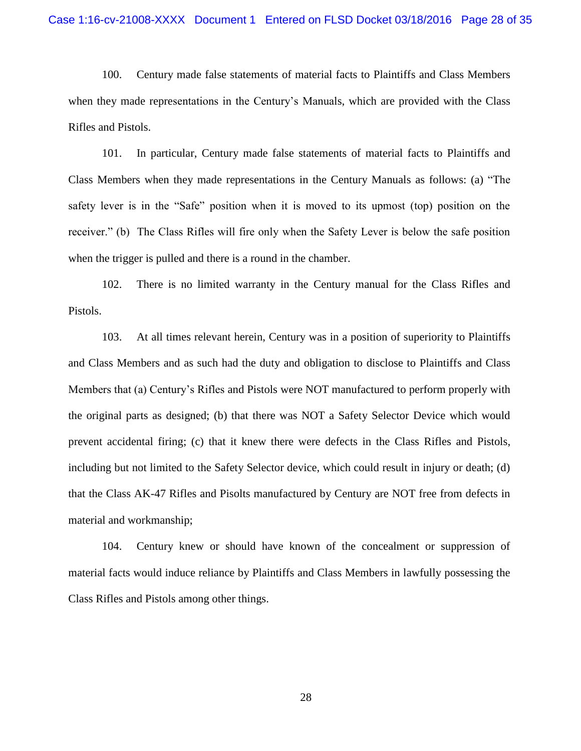100. Century made false statements of material facts to Plaintiffs and Class Members when they made representations in the Century's Manuals, which are provided with the Class Rifles and Pistols.

101. In particular, Century made false statements of material facts to Plaintiffs and Class Members when they made representations in the Century Manuals as follows: (a) "The safety lever is in the "Safe" position when it is moved to its upmost (top) position on the receiver." (b) The Class Rifles will fire only when the Safety Lever is below the safe position when the trigger is pulled and there is a round in the chamber.

102. There is no limited warranty in the Century manual for the Class Rifles and Pistols.

103. At all times relevant herein, Century was in a position of superiority to Plaintiffs and Class Members and as such had the duty and obligation to disclose to Plaintiffs and Class Members that (a) Century's Rifles and Pistols were NOT manufactured to perform properly with the original parts as designed; (b) that there was NOT a Safety Selector Device which would prevent accidental firing; (c) that it knew there were defects in the Class Rifles and Pistols, including but not limited to the Safety Selector device, which could result in injury or death; (d) that the Class AK-47 Rifles and Pisolts manufactured by Century are NOT free from defects in material and workmanship;

104. Century knew or should have known of the concealment or suppression of material facts would induce reliance by Plaintiffs and Class Members in lawfully possessing the Class Rifles and Pistols among other things.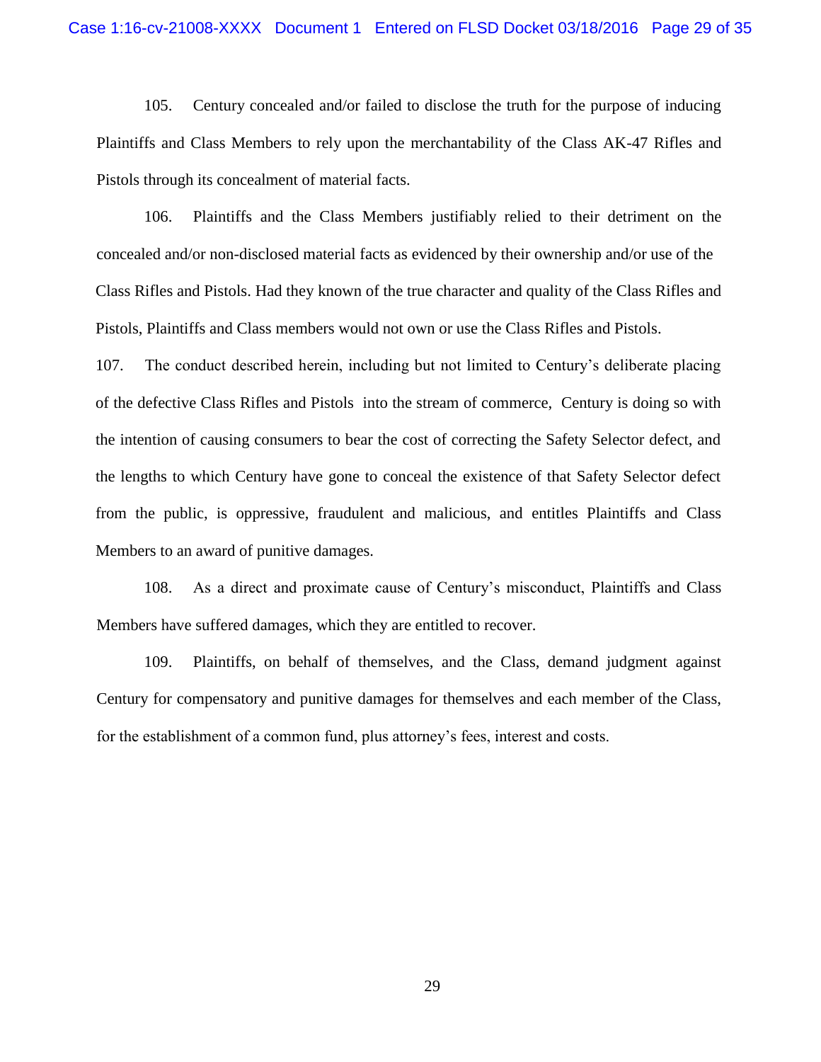105. Century concealed and/or failed to disclose the truth for the purpose of inducing Plaintiffs and Class Members to rely upon the merchantability of the Class AK-47 Rifles and Pistols through its concealment of material facts.

106. Plaintiffs and the Class Members justifiably relied to their detriment on the concealed and/or non-disclosed material facts as evidenced by their ownership and/or use of the Class Rifles and Pistols. Had they known of the true character and quality of the Class Rifles and Pistols, Plaintiffs and Class members would not own or use the Class Rifles and Pistols.

107. The conduct described herein, including but not limited to Century's deliberate placing of the defective Class Rifles and Pistols into the stream of commerce, Century is doing so with the intention of causing consumers to bear the cost of correcting the Safety Selector defect, and the lengths to which Century have gone to conceal the existence of that Safety Selector defect from the public, is oppressive, fraudulent and malicious, and entitles Plaintiffs and Class Members to an award of punitive damages.

108. As a direct and proximate cause of Century's misconduct, Plaintiffs and Class Members have suffered damages, which they are entitled to recover.

109. Plaintiffs, on behalf of themselves, and the Class, demand judgment against Century for compensatory and punitive damages for themselves and each member of the Class, for the establishment of a common fund, plus attorney's fees, interest and costs.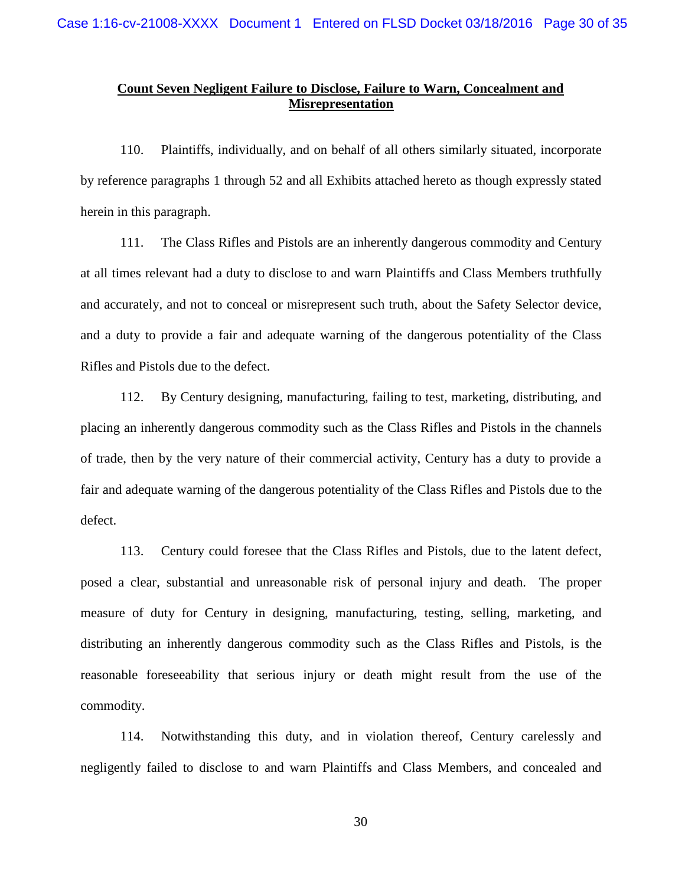## **Count Seven Negligent Failure to Disclose, Failure to Warn, Concealment and Misrepresentation**

110. Plaintiffs, individually, and on behalf of all others similarly situated, incorporate by reference paragraphs 1 through 52 and all Exhibits attached hereto as though expressly stated herein in this paragraph.

111. The Class Rifles and Pistols are an inherently dangerous commodity and Century at all times relevant had a duty to disclose to and warn Plaintiffs and Class Members truthfully and accurately, and not to conceal or misrepresent such truth, about the Safety Selector device, and a duty to provide a fair and adequate warning of the dangerous potentiality of the Class Rifles and Pistols due to the defect.

112. By Century designing, manufacturing, failing to test, marketing, distributing, and placing an inherently dangerous commodity such as the Class Rifles and Pistols in the channels of trade, then by the very nature of their commercial activity, Century has a duty to provide a fair and adequate warning of the dangerous potentiality of the Class Rifles and Pistols due to the defect.

113. Century could foresee that the Class Rifles and Pistols, due to the latent defect, posed a clear, substantial and unreasonable risk of personal injury and death. The proper measure of duty for Century in designing, manufacturing, testing, selling, marketing, and distributing an inherently dangerous commodity such as the Class Rifles and Pistols, is the reasonable foreseeability that serious injury or death might result from the use of the commodity.

114. Notwithstanding this duty, and in violation thereof, Century carelessly and negligently failed to disclose to and warn Plaintiffs and Class Members, and concealed and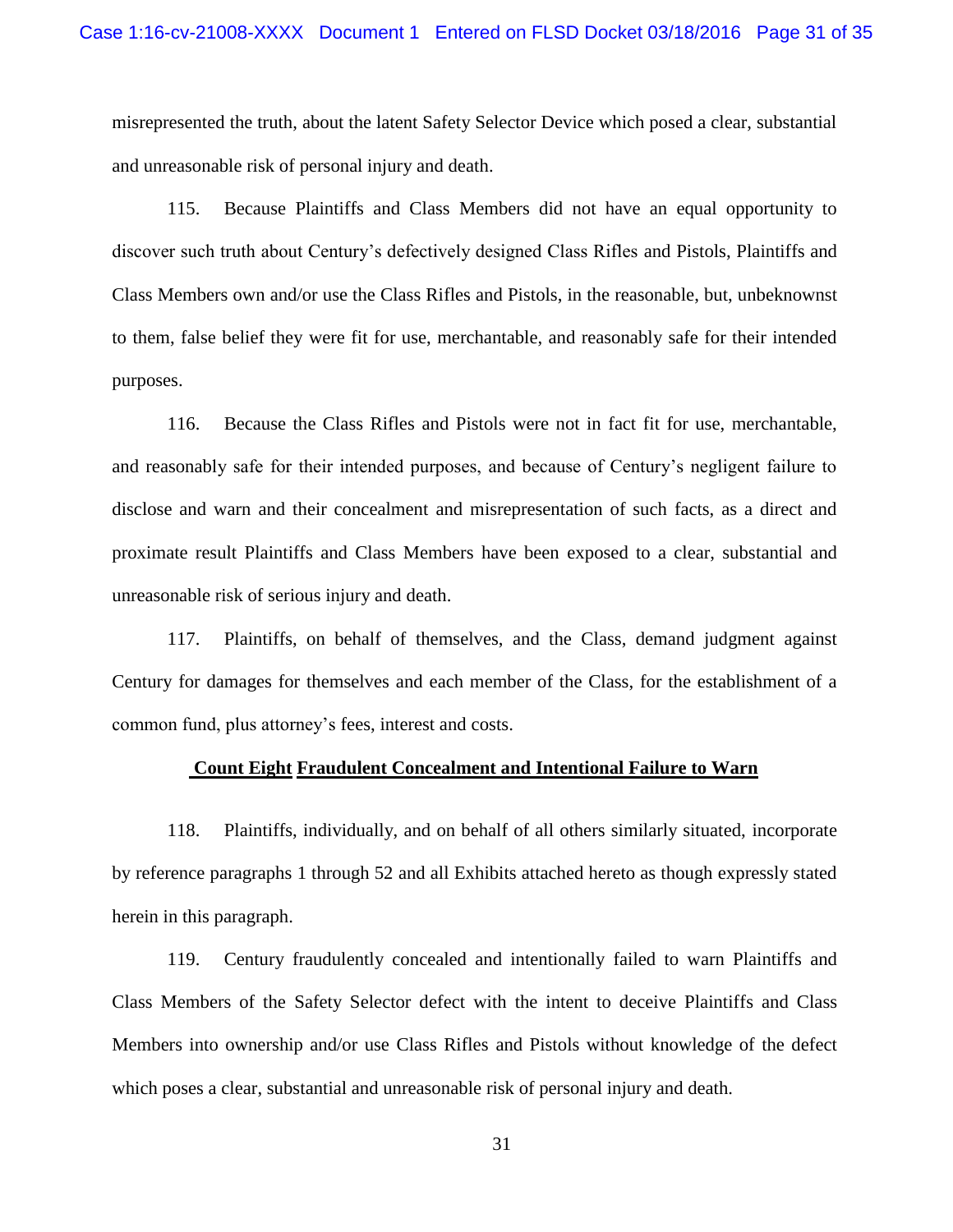misrepresented the truth, about the latent Safety Selector Device which posed a clear, substantial and unreasonable risk of personal injury and death.

115. Because Plaintiffs and Class Members did not have an equal opportunity to discover such truth about Century's defectively designed Class Rifles and Pistols, Plaintiffs and Class Members own and/or use the Class Rifles and Pistols, in the reasonable, but, unbeknownst to them, false belief they were fit for use, merchantable, and reasonably safe for their intended purposes.

116. Because the Class Rifles and Pistols were not in fact fit for use, merchantable, and reasonably safe for their intended purposes, and because of Century's negligent failure to disclose and warn and their concealment and misrepresentation of such facts, as a direct and proximate result Plaintiffs and Class Members have been exposed to a clear, substantial and unreasonable risk of serious injury and death.

117. Plaintiffs, on behalf of themselves, and the Class, demand judgment against Century for damages for themselves and each member of the Class, for the establishment of a common fund, plus attorney's fees, interest and costs.

## **Count Eight Fraudulent Concealment and Intentional Failure to Warn**

118. Plaintiffs, individually, and on behalf of all others similarly situated, incorporate by reference paragraphs 1 through 52 and all Exhibits attached hereto as though expressly stated herein in this paragraph.

119. Century fraudulently concealed and intentionally failed to warn Plaintiffs and Class Members of the Safety Selector defect with the intent to deceive Plaintiffs and Class Members into ownership and/or use Class Rifles and Pistols without knowledge of the defect which poses a clear, substantial and unreasonable risk of personal injury and death.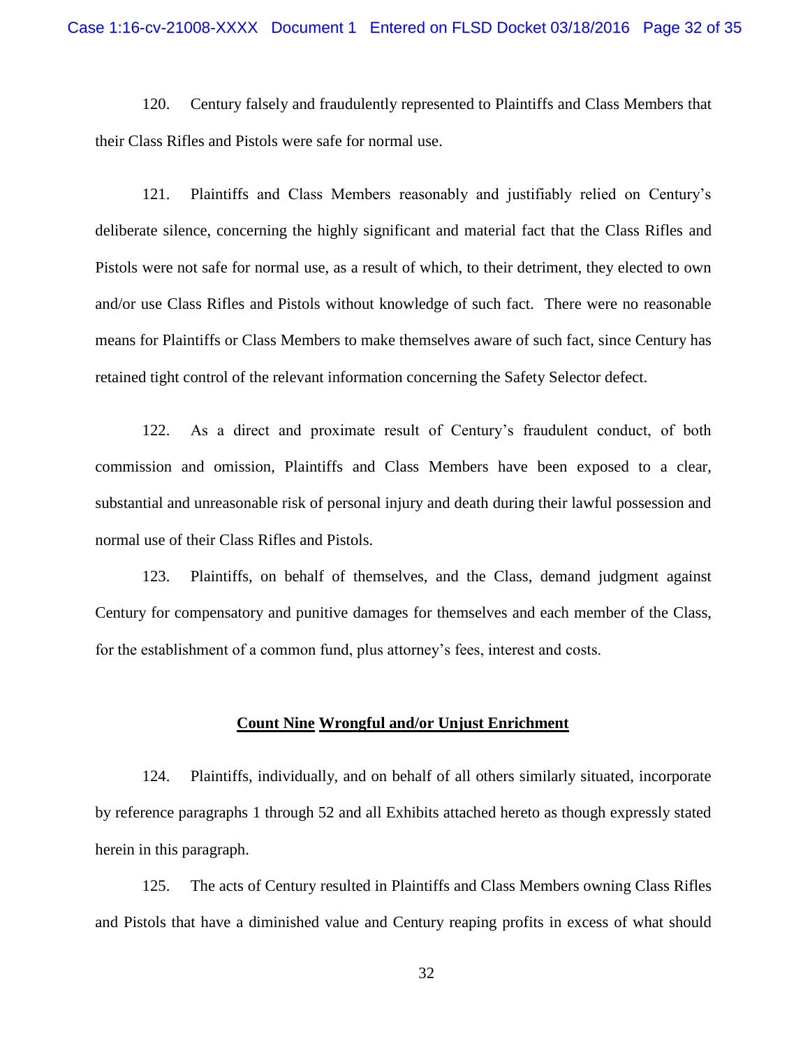120. Century falsely and fraudulently represented to Plaintiffs and Class Members that their Class Rifles and Pistols were safe for normal use.

121. Plaintiffs and Class Members reasonably and justifiably relied on Century's deliberate silence, concerning the highly significant and material fact that the Class Rifles and Pistols were not safe for normal use, as a result of which, to their detriment, they elected to own and/or use Class Rifles and Pistols without knowledge of such fact. There were no reasonable means for Plaintiffs or Class Members to make themselves aware of such fact, since Century has retained tight control of the relevant information concerning the Safety Selector defect.

122. As a direct and proximate result of Century's fraudulent conduct, of both commission and omission, Plaintiffs and Class Members have been exposed to a clear, substantial and unreasonable risk of personal injury and death during their lawful possession and normal use of their Class Rifles and Pistols.

123. Plaintiffs, on behalf of themselves, and the Class, demand judgment against Century for compensatory and punitive damages for themselves and each member of the Class, for the establishment of a common fund, plus attorney's fees, interest and costs.

## Count Nine Wrongful and/or Unjust Enrichment

124. Plaintiffs, individually, and on behalf of all others similarly situated, incorporate by reference paragraphs 1 through 52 and all Exhibits attached hereto as though expressly stated herein in this paragraph.

125. The acts of Century resulted in Plaintiffs and Class Members owning Class Rifles and Pistols that have a diminished value and Century reaping profits in excess of what should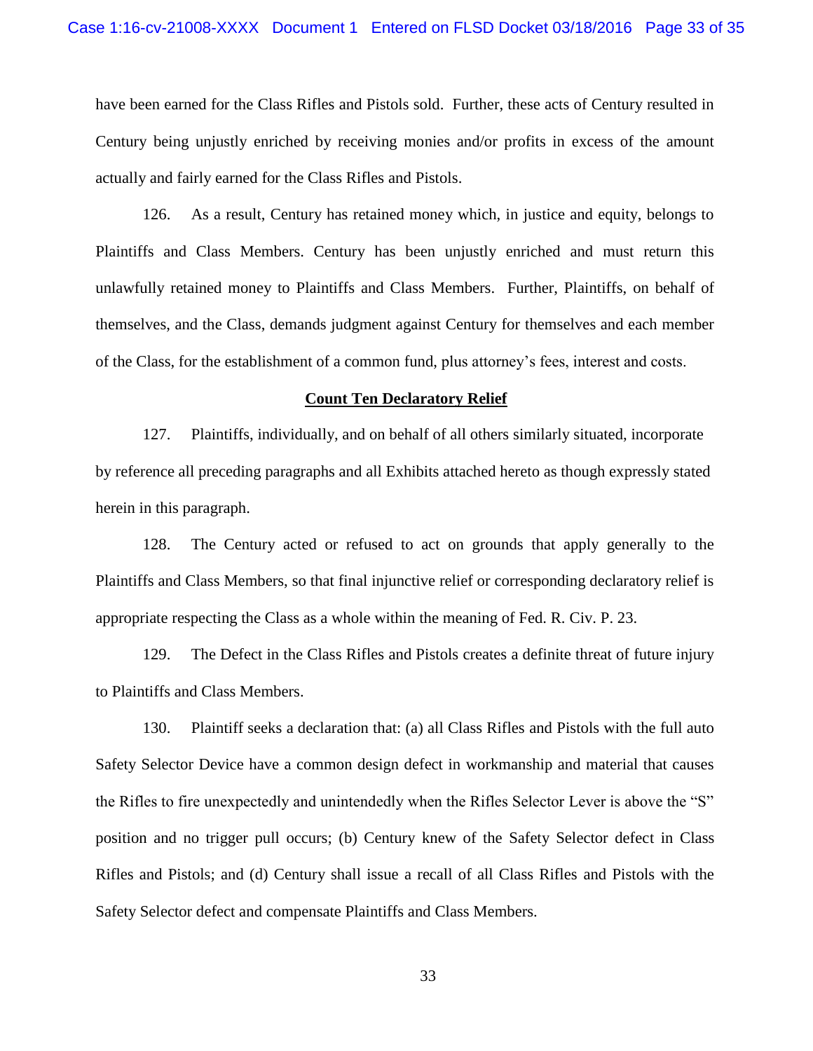have been earned for the Class Rifles and Pistols sold. Further, these acts of Century resulted in Century being unjustly enriched by receiving monies and/or profits in excess of the amount actually and fairly earned for the Class Rifles and Pistols.

126. As a result, Century has retained money which, in justice and equity, belongs to Plaintiffs and Class Members. Century has been unjustly enriched and must return this unlawfully retained money to Plaintiffs and Class Members. Further, Plaintiffs, on behalf of themselves, and the Class, demands judgment against Century for themselves and each member of the Class, for the establishment of a common fund, plus attorney's fees, interest and costs.

## Count Ten Declaratory Relief

127. Plaintiffs, individually, and on behalf of all others similarly situated, incorporate by reference all preceding paragraphs and all Exhibits attached hereto as though expressly stated herein in this paragraph.

128. The Century acted or refused to act on grounds that apply generally to the Plaintiffs and Class Members, so that final injunctive relief or corresponding declaratory relief is appropriate respecting the Class as a whole within the meaning of Fed. R. Civ. P. 23.

129. The Defect in the Class Rifles and Pistols creates a definite threat of future injury to Plaintiffs and Class Members.

130. Plaintiff seeks a declaration that: (a) all Class Rifles and Pistols with the full auto Safety Selector Device have a common design defect in workmanship and material that causes the Rifles to fire unexpectedly and unintendedly when the Rifles Selector Lever is above the "S" position and no trigger pull occurs; (b) Century knew of the Safety Selector defect in Class Rifles and Pistols; and (d) Century shall issue a recall of all Class Rifles and Pistols with the Safety Selector defect and compensate Plaintiffs and Class Members.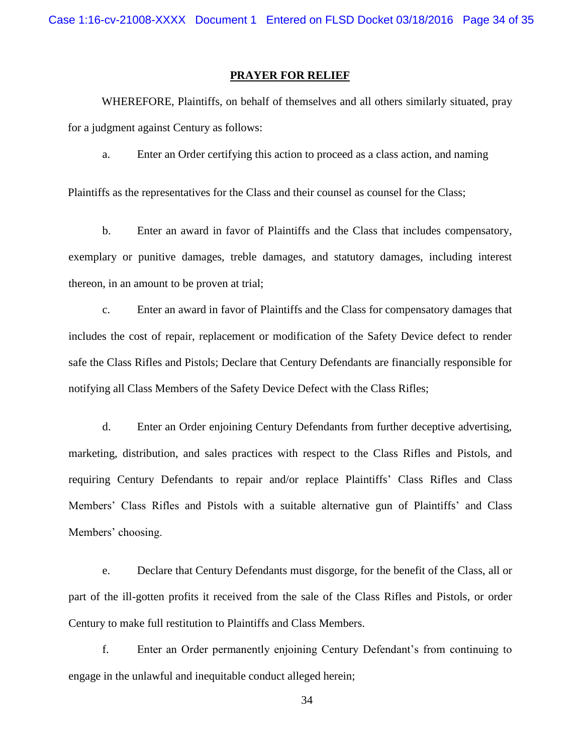**PRAYER FOR RELIEF**

WHEREFORE, Plaintiffs, on behalf of themselves and all others similarly situated, pray for a judgment against Century as follows:

a. Enter an Order certifying this action to proceed as a class action, and naming Plaintiffs as the representatives for the Class and their counsel as counsel for the Class;

b. Enter an award in favor of Plaintiffs and the Class that includes compensatory, exemplary or punitive damages, treble damages, and statutory damages, including interest thereon, in an amount to be proven at trial;

c. Enter an award in favor of Plaintiffs and the Class for compensatory damages that includes the cost of repair, replacement or modification of the Safety Device defect to render safe the Class Rifles and Pistols; Declare that Century Defendants are financially responsible for notifying all Class Members of the Safety Device Defect with the Class Rifles;

d. Enter an Order enjoining Century Defendants from further deceptive advertising, marketing, distribution, and sales practices with respect to the Class Rifles and Pistols, and requiring Century Defendants to repair and/or replace Plaintiffs' Class Rifles and Class Members' Class Rifles and Pistols with a suitable alternative gun of Plaintiffs' and Class Members' choosing.

e. Declare that Century Defendants must disgorge, for the benefit of the Class, all or part of the ill-gotten profits it received from the sale of the Class Rifles and Pistols, or order Century to make full restitution to Plaintiffs and Class Members.

f. Enter an Order permanently enjoining Century Defendant's from continuing to engage in the unlawful and inequitable conduct alleged herein;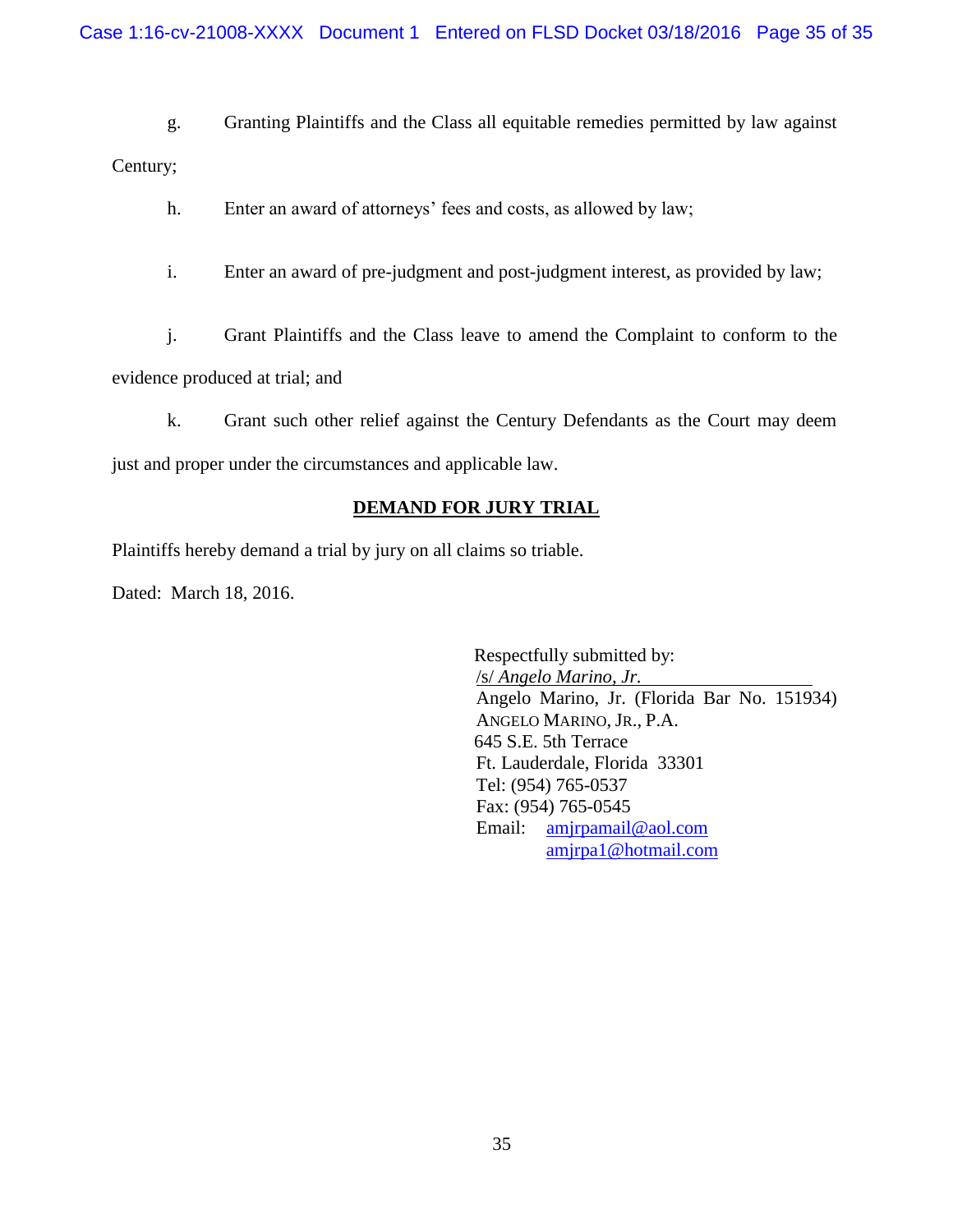g. Granting Plaintiffs and the Class all equitable remedies permitted by law against Century;

h. Enter an award of attorneys' fees and costs, as allowed by law;

i. Enter an award of pre-judgment and post-judgment interest, as provided by law;

j. Grant Plaintiffs and the Class leave to amend the Complaint to conform to the evidence produced at trial; and

k. Grant such other relief against the Century Defendants as the Court may deem just and proper under the circumstances and applicable law.

## DEMAND FOR JURY TRIAL

Plaintiffs hereby demand a trial by jury on all claims so triable.

Dated: March 18, 2016.

Respectfully submitted by:
/s/ *Angelo Marino, Jr.*
Angelo Marino, Jr. (Florida Bar No. 151934)
ANGELO MARINO, JR., P.A.
645 S.E. 5th Terrace
Ft. Lauderdale, Florida 33301
Tel: (954) 765-0537
Fax: (954) 765-0545
Email: amjrpamail@aol.com
amjrpa1@hotmail.com